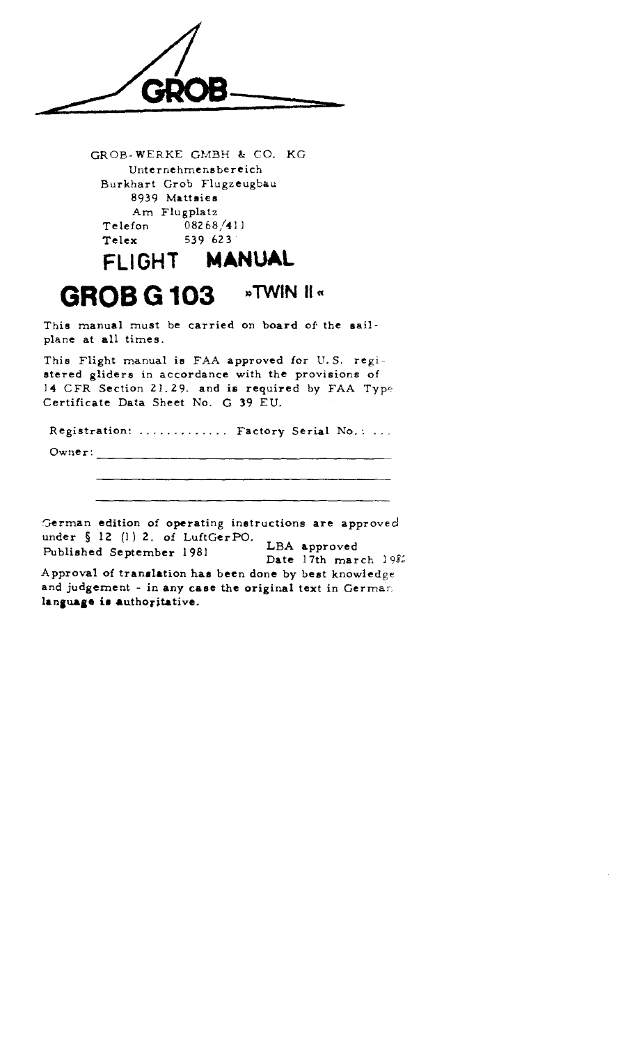GROB

GROB-WERKE GMBH & CO. KG
Unternehmensbereich
Burkhart Grob Flugzeugbau
8939 Mattsies
Am Flugplatz
Telefon 08268/411
Telex 539 623

# FLIGHT MANUAL

# GROB G 103 »TWIN II«

This manual must be carried on board of the sailplane at all times.

This Flight manual is FAA approved for U.S. registered gliders in accordance with the provisions of 14 CFR Section 21.29. and is required by FAA Type Certificate Data Sheet No. G 39 EU.

Registration: ............. Factory Serial No.: ...

Owner: ___________________________________

German edition of operating instructions are approved under § 12 (1) 2. of LuftGerPO.
Published September 1981

LBA approved
Date 17th march 198?

Approval of translation has been done by best knowledge and judgement - in any case the original text in German **language is authoritative.**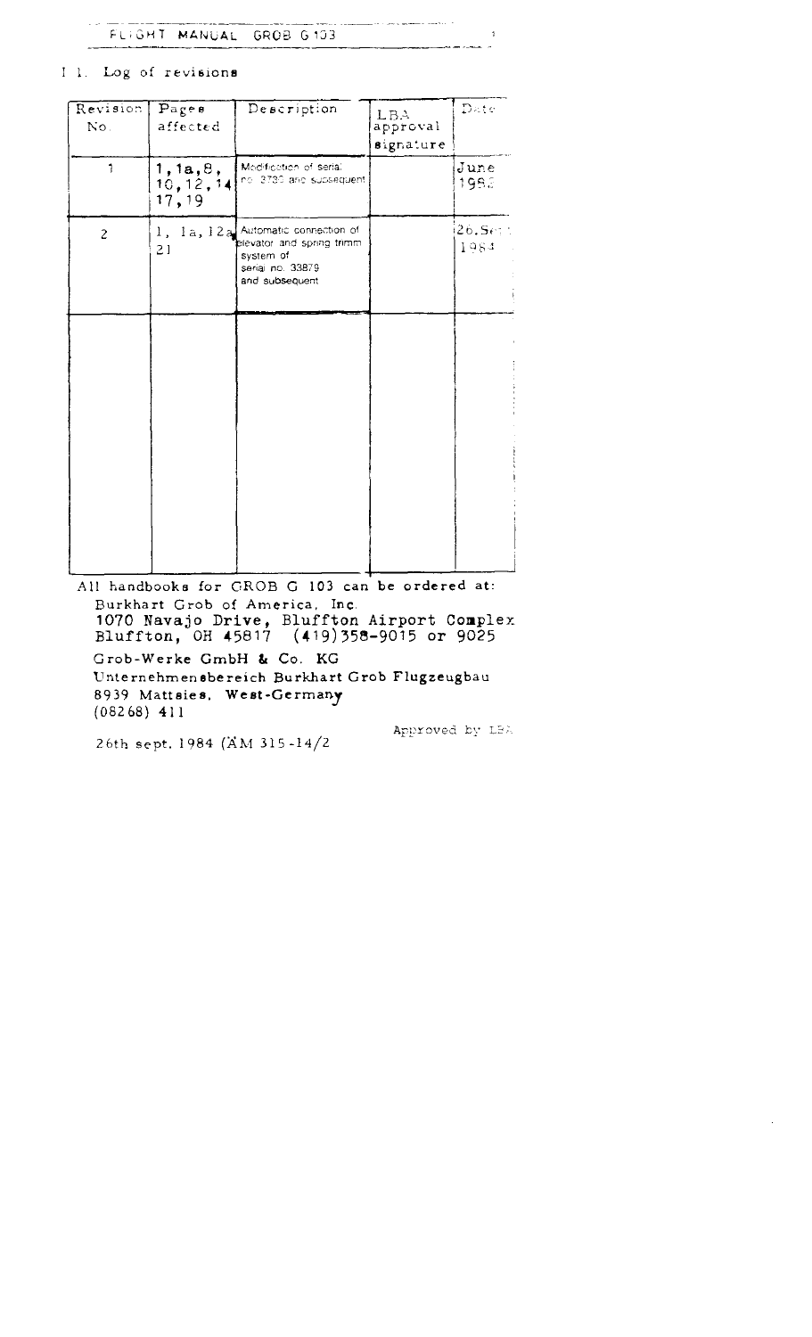## I 1. Log of revisions

| Revision No. | Pages affected | Description | LBA approval signature | Date |
|---|---|---|---|---|
| 1 | 1, 1a, 8, 10, 12, 14, 17, 19 | Modification of serial no. 3730 and subsequent | | June 1983 |
| 2 | 1, 1a, 12a, 21 | Automatic connection of elevator and spring trimm system of serial no. 33879 and subsequent | | 26. Sept. 1984 |
| | | | | |

All handbooks for GROB G 103 can be ordered at:

Burkhart Grob of America, Inc.
1070 Navajo Drive, Bluffton Airport Complex
Bluffton, OH 45817 (419)358-9015 or 9025

Grob-Werke GmbH & Co. KG
Unternehmensbereich Burkhart Grob Flugzeugbau
8939 Mattsies, West-Germany
(08268) 411

26th sept. 1984 (ÄM 315-14/2

Approved by LBA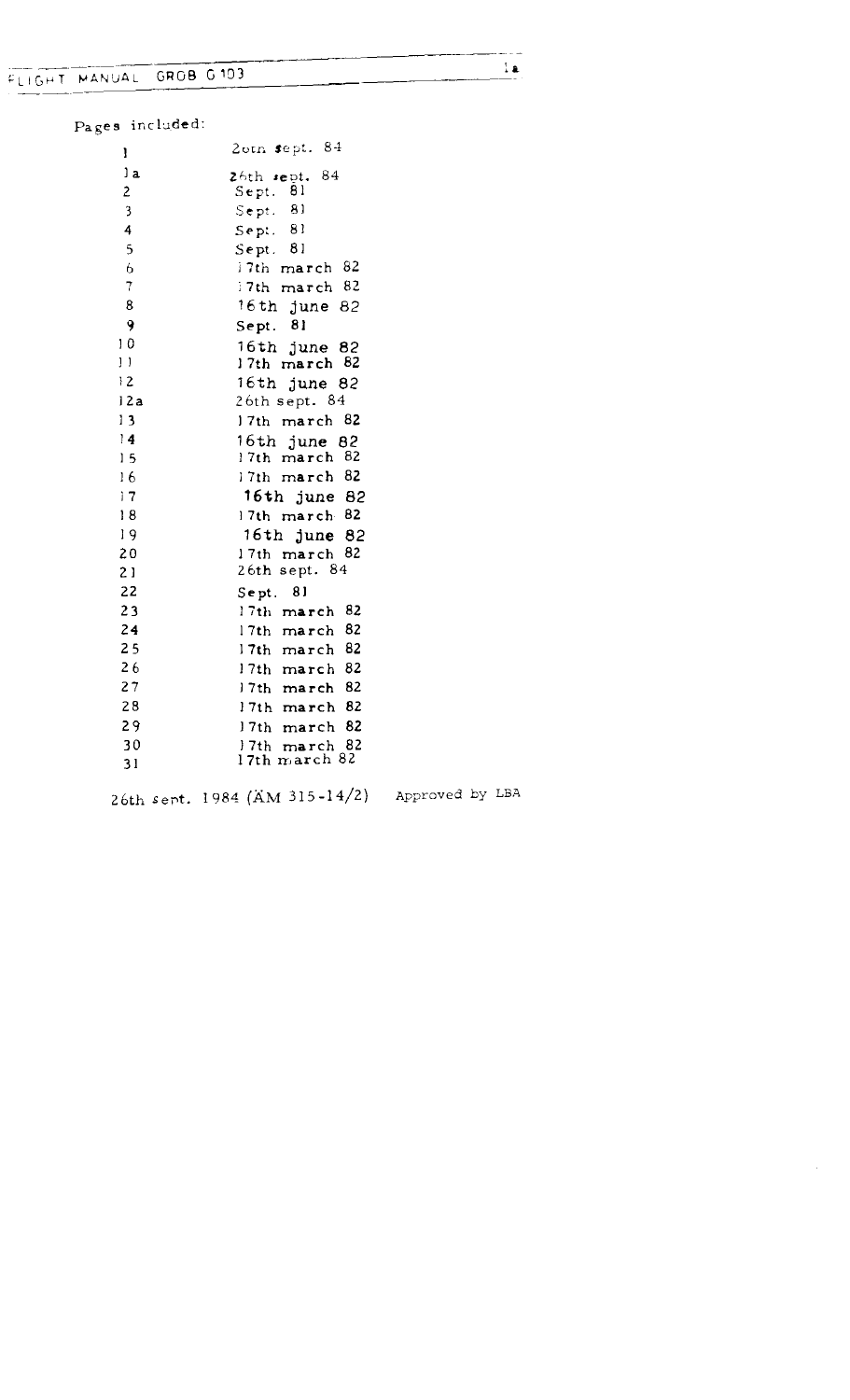Pages included:

| | |
|---|---|
| 1 | 26th sept. 84 |
| 1a | 26th sept. 84 |
| 2 | Sept. 81 |
| 3 | Sept. 81 |
| 4 | Sept. 81 |
| 5 | Sept. 81 |
| 6 | 17th march 82 |
| 7 | 17th march 82 |
| 8 | 16th june 82 |
| 9 | Sept. 81 |
| 10 | 16th june 82 |
| 11 | 17th march 82 |
| 12 | 16th june 82 |
| 12a | 26th sept. 84 |
| 13 | 17th march 82 |
| 14 | 16th june 82 |
| 15 | 17th march 82 |
| 16 | 17th march 82 |
| 17 | 16th june 82 |
| 18 | 17th march 82 |
| 19 | 16th june 82 |
| 20 | 17th march 82 |
| 21 | 26th sept. 84 |
| 22 | Sept. 81 |
| 23 | 17th march 82 |
| 24 | 17th march 82 |
| 25 | 17th march 82 |
| 26 | 17th march 82 |
| 27 | 17th march 82 |
| 28 | 17th march 82 |
| 29 | 17th march 82 |
| 30 | 17th march 82 |
| 31 | 17th march 82 |

26th sept. 1984 (ÄM 315-14/2) Approved by LBA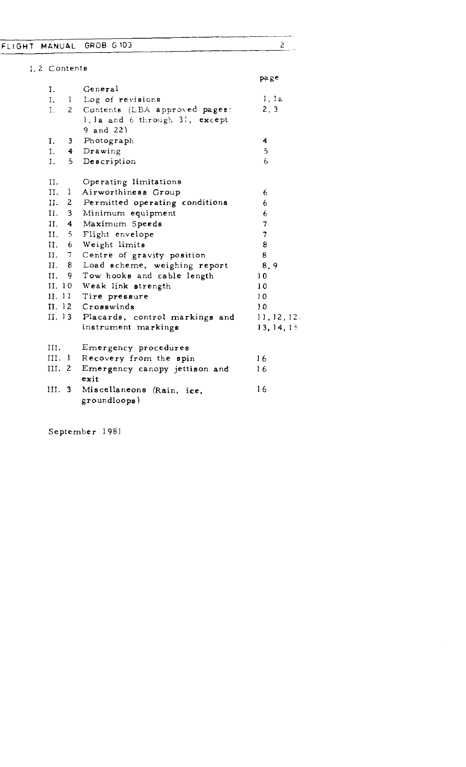## 1.2 Contents

| | | page |
|---|---|---|
| I. | General | |
| I. 1 | Log of revisions | 1, 1a |
| I. 2 | Contents (LBA approved pages: 1, 1a and 6 through 31, except 9 and 22) | 2, 3 |
| I. 3 | Photograph | 4 |
| I. 4 | Drawing | 5 |
| I. 5 | Description | 6 |
| II. | Operating limitations | |
| II. 1 | Airworthiness Group | 6 |
| II. 2 | Permitted operating conditions | 6 |
| II. 3 | Minimum equipment | 6 |
| II. 4 | Maximum Speeds | 7 |
| II. 5 | Flight envelope | 7 |
| II. 6 | Weight limits | 8 |
| II. 7 | Centre of gravity position | 8 |
| II. 8 | Load scheme, weighing report | 8, 9 |
| II. 9 | Tow hooks and cable length | 10 |
| II. 10 | Weak link strength | 10 |
| II. 11 | Tire pressure | 10 |
| II. 12 | Crosswinds | 10 |
| II. 13 | Placards, control markings and instrument markings | 11, 12, 12, 13, 14, 15 |
| III. | Emergency procedures | |
| III. 1 | Recovery from the spin | 16 |
| III. 2 | Emergency canopy jettison and exit | 16 |
| III. 3 | Miscellaneons (Rain, ice, groundloops) | 16 |

September 1981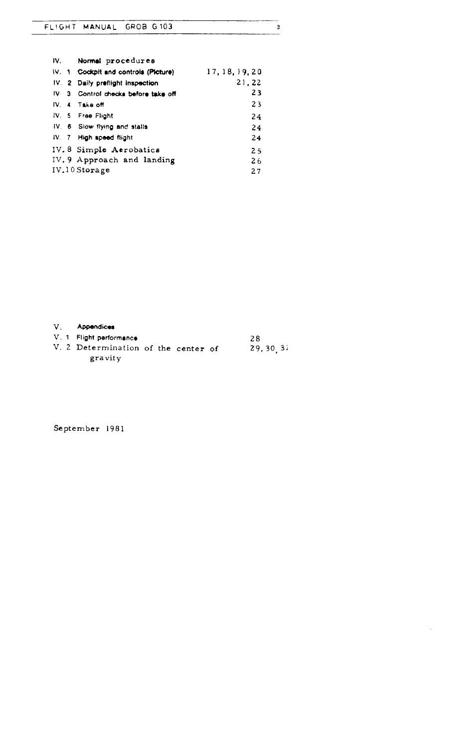| IV. | Normal procedures | |
|---|---|---|
| IV. 1 | Cockpit and controls (Picture) | 17, 18, 19, 20 |
| IV. 2 | Daily preflight inspection | 21, 22 |
| IV. 3 | Control checks before take off | 23 |
| IV. 4 | Take off | 23 |
| IV. 5 | Free Flight | 24 |
| IV. 6 | Slow flying and stalls | 24 |
| IV. 7 | High speed flight | 24 |
| IV. 8 | Simple Aerobatics | 25 |
| IV. 9 | Approach and landing | 26 |
| IV. 10 | Storage | 27 |

| V. | Appendices | |
|---|---|---|
| V. 1 | Flight performance | 28 |
| V. 2 | Determination of the center of gravity | 29, 30, 31 |

September 1981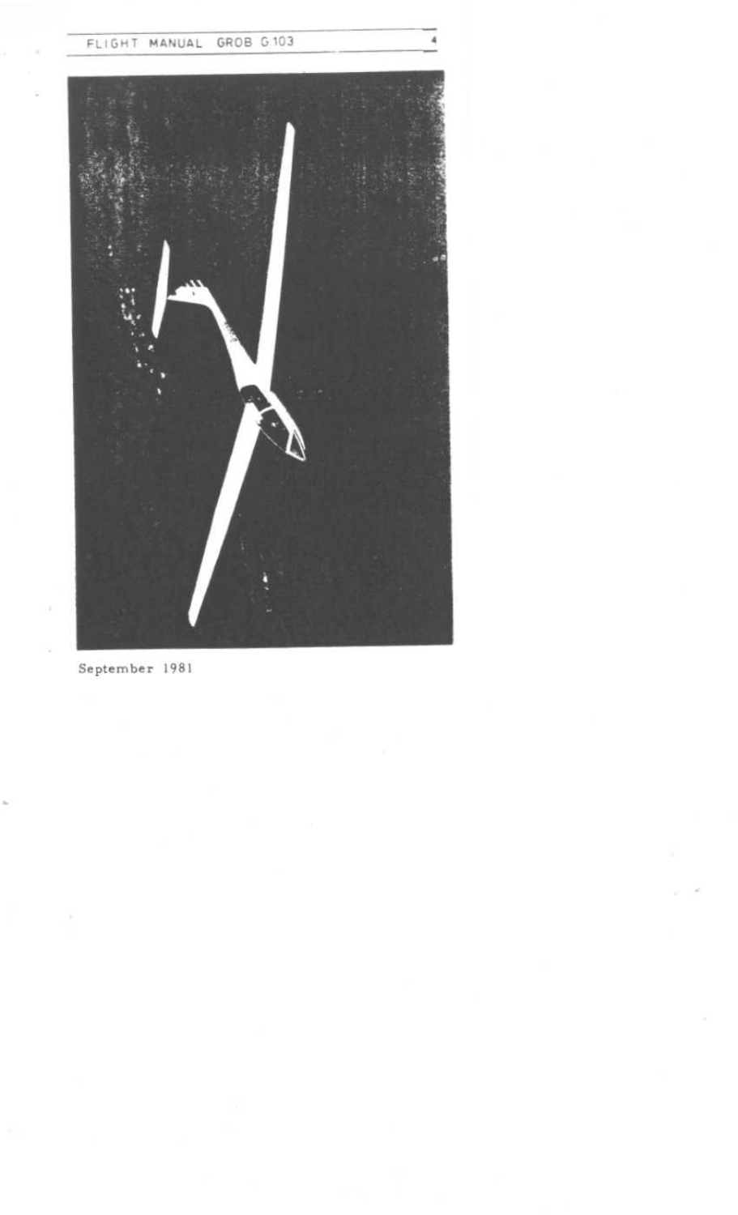September 1981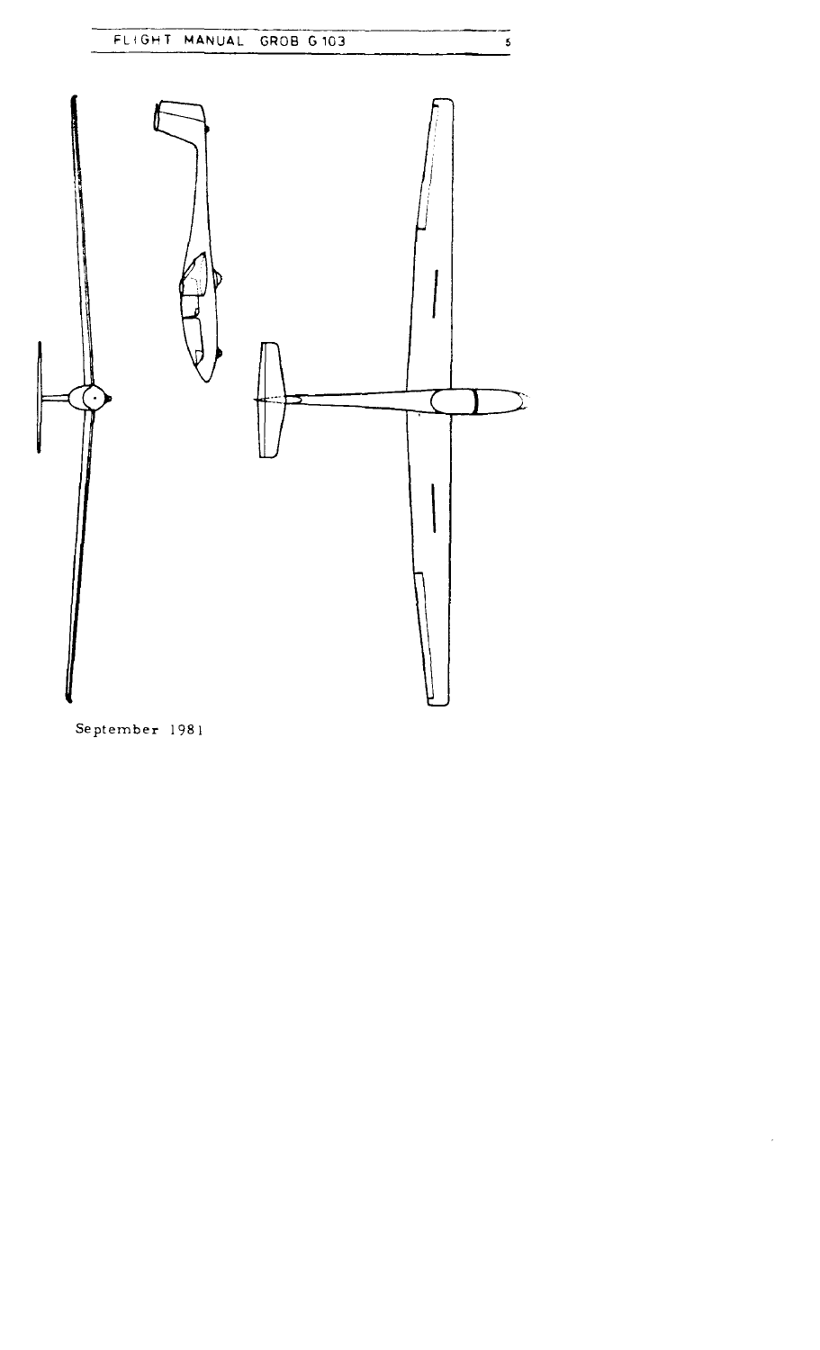September 1981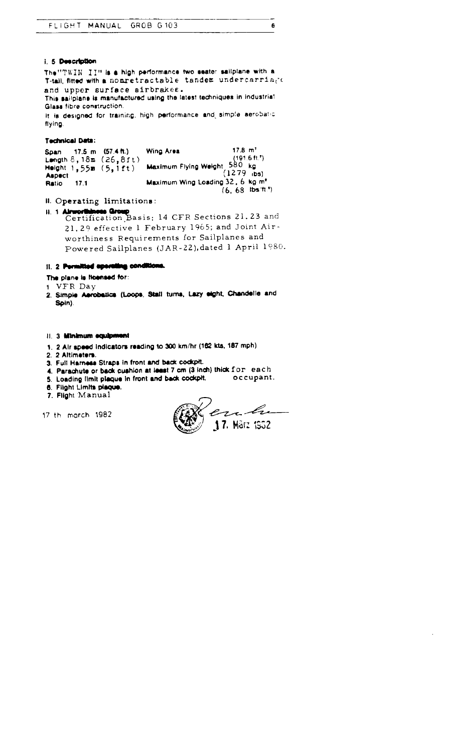## I. 5 Description

The "TWIN II" is a high performance two seater sailplane with a T-tail, fitted with a nonretractable tandem undercarriage and upper surface airbrakes.
This sailplane is manufactured using the latest techniques in industrial Glass fibre construction.
It is designed for training, high performance and simple aerobatic flying.

### Technical Data:

| | | | |
|---|---|---|---|
| Span | 17.5 m (57.4 ft.) | Wing Area | 17.8 $m^2$ (191.6 $ft.^2$) |
| Length | 8,18m (26,8ft) | Maximum Flying Weight | 580 kg (1279 lbs) |
| Height | 1,55m (5,1ft) | | |
| Aspect Ratio | 17.1 | Maximum Wing Loading | 32, 6 kg $m^2$ (6, 68 lbs $ft^2$) |

## II. Operating limitations:

### II. 1 Airworthiness Group

Certification Basis: 14 CFR Sections 21.23 and 21.29 effective 1 February 1965; and Joint Airworthiness Requirements for Sailplanes and Powered Sailplanes (JAR-22), dated 1 April 1980.

### II. 2 Permitted operating conditions.

The plane is licensed for:

1. VFR Day
2. Simple Aerobatics (Loops, Stall turns, Lazy eight, Chandelle and Spin).

### II. 3 Minimum equipment

1. 2 Air speed indicators reading to 300 km/hr (162 kts, 187 mph)
2. 2 Altimeters.
3. Full Harness Straps in front and back cockpit.
4. Parachute or back cushion at least 7 cm (3 inch) thick for each occupant.
5. Loading limit plaque in front and back cockpit.
6. Flight Limits plaque.
7. Flight Manual

17 th march 1982

17. März 1982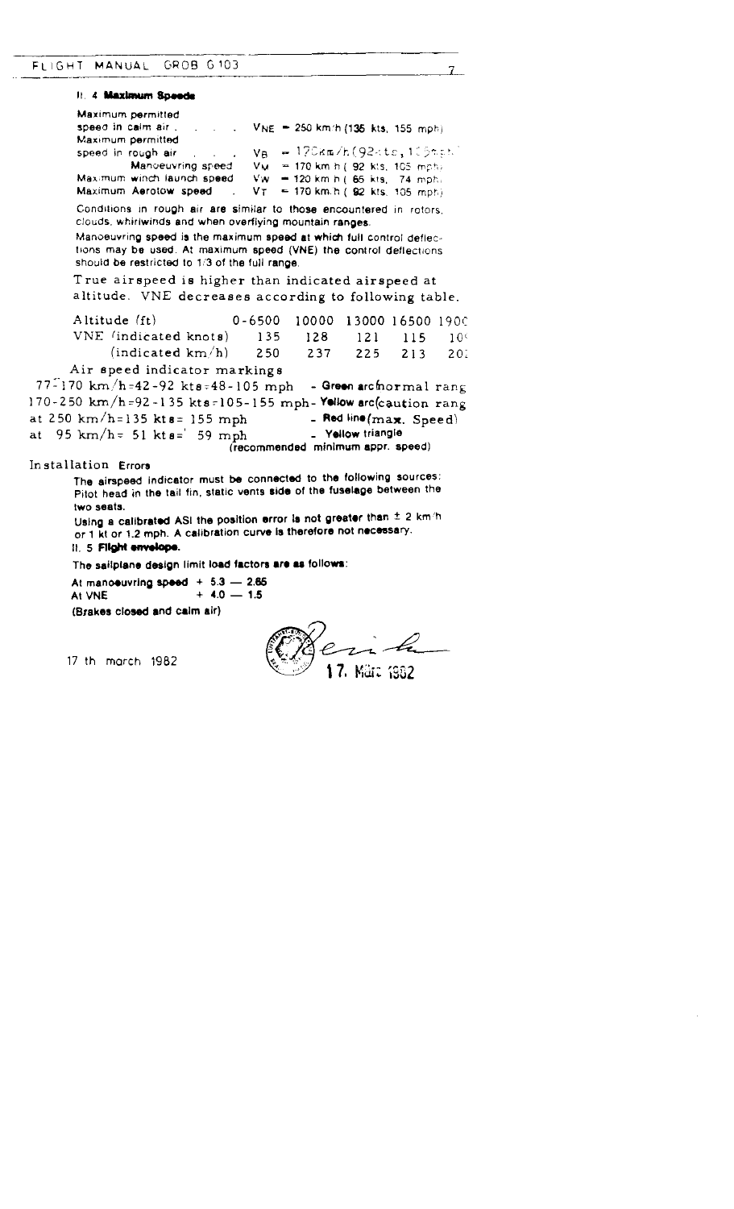### II. 4 Maximum Speeds

| | |
|---|---|
| Maximum permitted speed in calm air | $V_{NE}$ = 250 km/h (135 kts, 155 mph) |
| Maximum permitted speed in rough air | $V_B$ = 170 km/h (92 kts, 105 mph) |
| Manoeuvring speed | $V_M$ = 170 km/h (92 kts, 105 mph) |
| Maximum winch launch speed | $V_W$ = 120 km/h (65 kts, 74 mph) |
| Maximum Aerotow speed | $V_T$ = 170 km/h (92 kts, 105 mph) |

Conditions in rough air are similar to those encountered in rotors, clouds, whirlwinds and when overflying mountain ranges.

Manoeuvring speed is the maximum speed at which full control deflections may be used. At maximum speed (VNE) the control deflections should be restricted to 1/3 of the full range.

True airspeed is higher than indicated airspeed at altitude. VNE decreases according to following table.

| Altitude (ft) | 0-6500 | 10000 | 13000 | 16500 | 190C |
|---|---|---|---|---|---|
| VNE (indicated knots) | 135 | 128 | 121 | 115 | 10 |
| (indicated km/h) | 250 | 237 | 225 | 213 | 20 |

Air speed indicator markings

77-170 km/h=42-92 kts=48-105 mph - Green arc normal rang
170-250 km/h=92-135 kts=105-155 mph - Yellow arc caution rang
at 250 km/h=135 kts= 155 mph - Red line (max. Speed)
at 95 km/h= 51 kts= 59 mph - Yellow triangle (recommended minimum appr. speed)

Installation Errors

The airspeed indicator must be connected to the following sources: Pitot head in the tail fin, static vents side of the fuselage between the two seats.

Using a calibrated ASI the position error is not greater than ± 2 km/h or 1 kt or 1.2 mph. A calibration curve is therefore not necessary.

### II. 5 Flight envelope.

The sailplane design limit load factors are as follows:

At manoeuvring speed + 5.3 — 2.65
At VNE + 4.0 — 1.5

(Brakes closed and calm air)

17 th march 1982

17. März 1982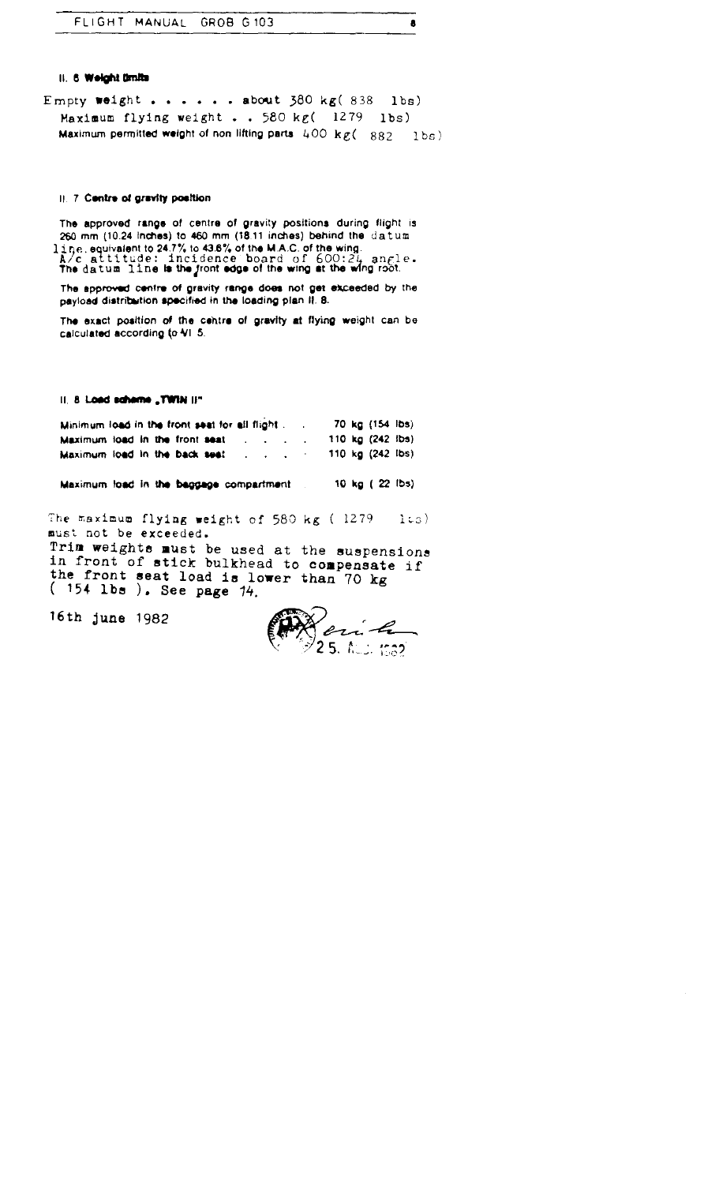## II. 6 Weight limits

Empty weight . . . . . . about 380 kg ( 838 lbs)
Maximum flying weight . . 580 kg ( 1279 lbs)
Maximum permitted weight of non lifting parts 400 kg ( 882 lbs)

## II. 7 Centre of gravity position

The approved range of centre of gravity positions during flight is 260 mm (10.24 inches) to 460 mm (18.11 inches) behind the datum line, equivalent to 24.7% to 43.8% of the M.A.C. of the wing.
A/c attitude: incidence board of 600:24 angle.
The datum line is the front edge of the wing at the wing root.

The approved centre of gravity range does not get exceeded by the payload distribution specified in the loading plan II. 8.

The exact position of the centre of gravity at flying weight can be calculated according to VI 5.

## II. 8 Load scheme „TWIN II"

| | |
|---|---|
| Minimum load in the front seat for all flight . . | 70 kg (154 lbs) |
| Maximum load in the front seat . . . . | 110 kg (242 lbs) |
| Maximum load in the back seat . . . . | 110 kg (242 lbs) |
| Maximum load in the baggage compartment | 10 kg ( 22 lbs) |

The maximum flying weight of 580 kg ( 1279 lbs) must not be exceeded.
Trim weights must be used at the suspensions in front of stick bulkhead to compensate if the front seat load is lower than 70 kg ( 154 lbs ). See page 14.

16th june 1982

25. Aug. 1982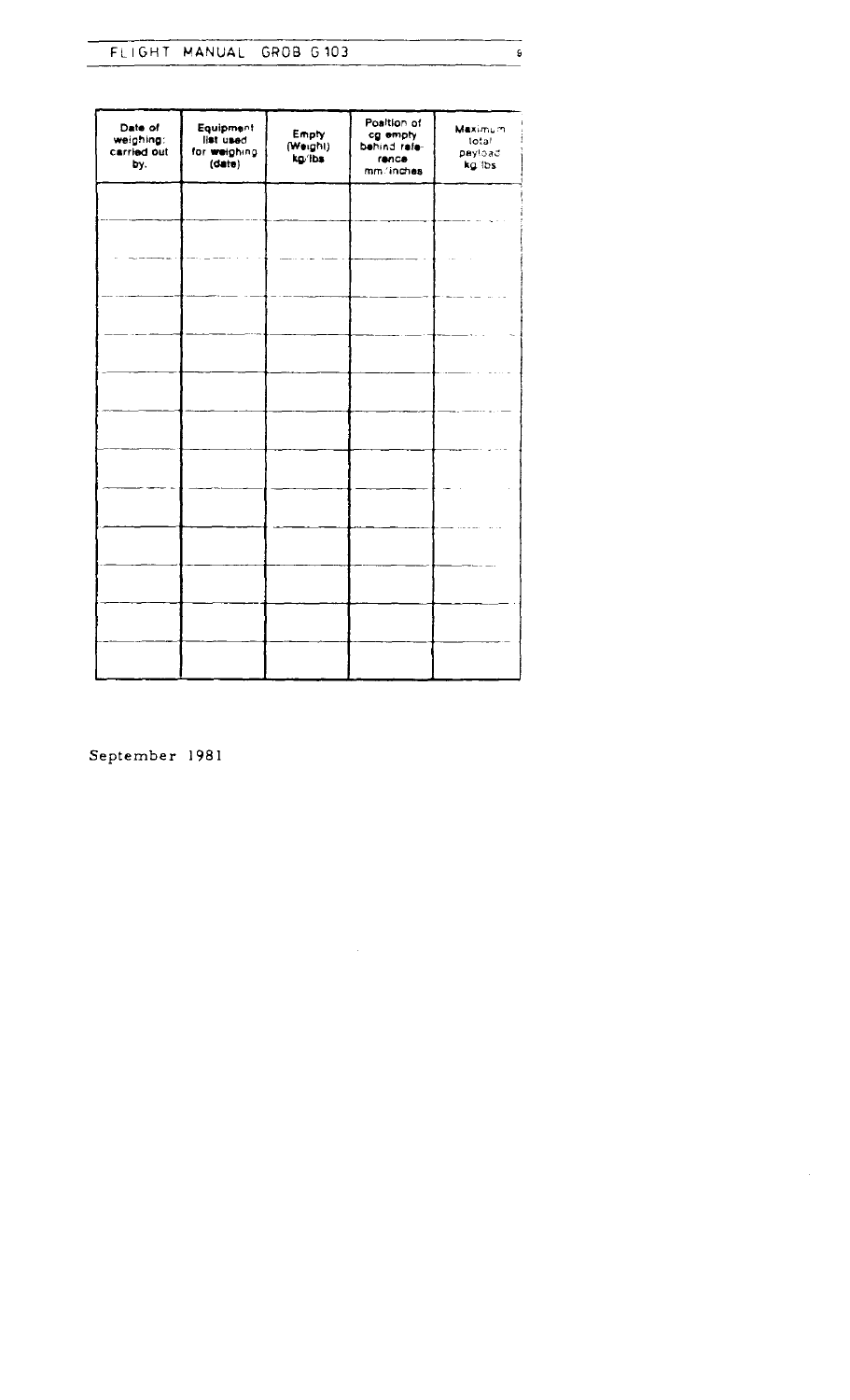| Date of weighing: carried out by. | Equipment list used for weighing (date) | Empty (Weight) kg/lbs | Position of cg empty behind reference mm/inches | Maximum total payload kg/lbs |
|---|---|---|---|---|
| | | | | |
| | | | | |
| | | | | |
| | | | | |
| | | | | |
| | | | | |
| | | | | |
| | | | | |
| | | | | |
| | | | | |
| | | | | |
| | | | | |
| | | | | |

September 1981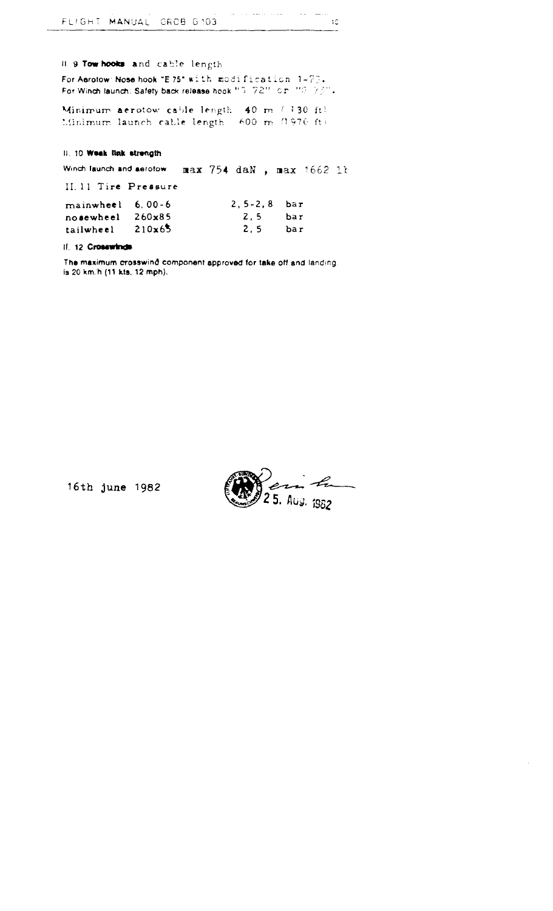## II. 9 Tow hooks and cable length

For Aerotow: Nose hook "E 75" with modification 1-73.
For Winch launch: Safety back release hook "G 72" or "G 73".

Minimum aerotow cable length 40 m (130 ft)
Minimum launch cable length 600 m (1970 ft)

## II. 10 Weak link strength

Winch launch and aerotow max 754 daN , max 1662 lb

## II. 11 Tire Pressure

| | | | |
|---|---|---|---|
| mainwheel | 6.00-6 | 2,5-2,8 | bar |
| nosewheel | 260x85 | 2,5 | bar |
| tailwheel | 210x65 | 2,5 | bar |

## II. 12 Crosswinds

The maximum crosswind component approved for take off and landing is 20 km/h (11 kts, 12 mph).

16th june 1982

25. Aug. 1982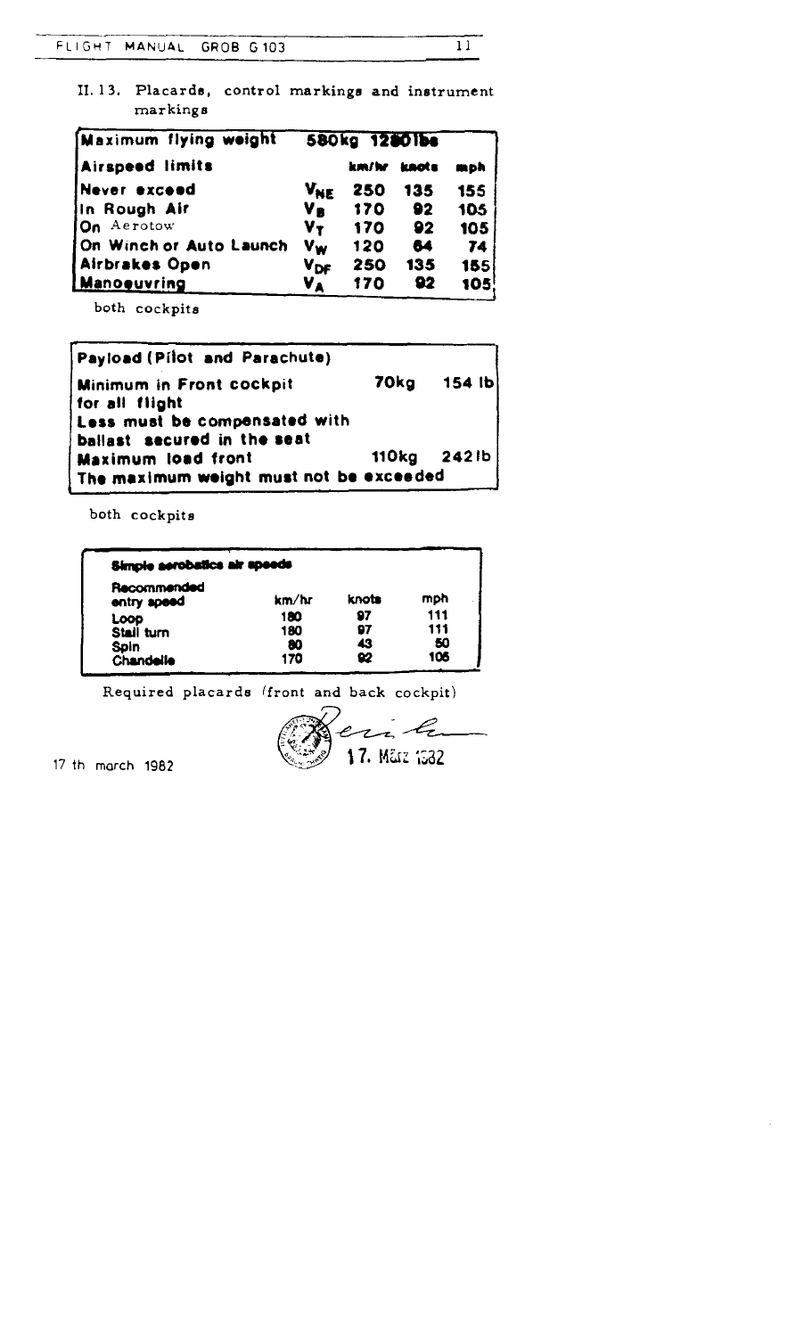## II. 13. Placards, control markings and instrument markings

| Maximum flying weight | 580kg 1280lbs | | | |
|---|---|---|---|---|
| **Airspeed limits** | | **km/hr** | **knots** | **mph** |
| **Never exceed** | $V_{NE}$ | **250** | **135** | **155** |
| **In Rough Air** | $V_B$ | **170** | **92** | **105** |
| **On** Aerotow | $V_T$ | **170** | **92** | **105** |
| **On Winch or Auto Launch** | $V_W$ | **120** | **64** | **74** |
| **Airbrakes Open** | $V_{DF}$ | **250** | **135** | **155** |
| **Manoeuvring** | $V_A$ | **170** | **92** | **105** |

both cockpits

| Payload (Pilot and Parachute) | | |
|---|---|---|
| **Minimum in Front cockpit for all flight** | **70kg** | **154 lb** |
| **Less must be compensated with ballast secured in the seat** | | |
| **Maximum load front** | **110kg** | **242 lb** |
| **The maximum weight must not be exceeded** | | |

both cockpits

| Simple aerobatics air speeds | | | |
|---|---|---|---|
| **Recommended entry speed** | km/hr | knots | mph |
| **Loop** | 180 | 97 | 111 |
| **Stall turn** | 180 | 97 | 111 |
| **Spin** | 80 | 43 | 50 |
| **Chandelle** | 170 | 92 | 105 |

Required placards (front and back cockpit)

17. März 1982

17 th march 1982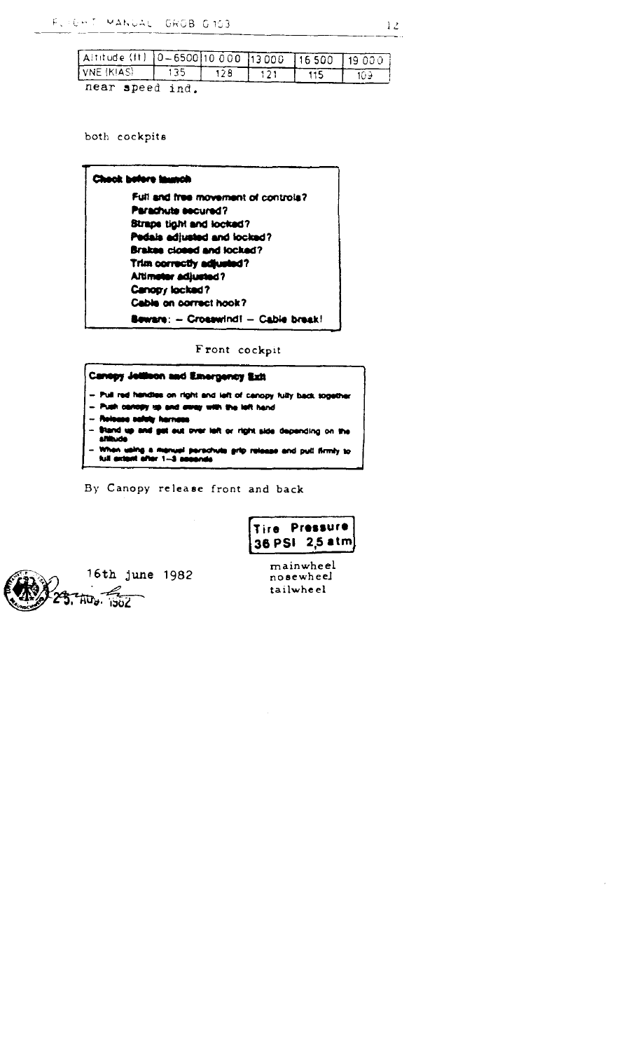| Altitude (ft) | 0–6500 | 10 000 | 13 000 | 16 500 | 19 000 |
|---|---|---|---|---|---|
| VNE (KIAS) | 135 | 128 | 121 | 115 | 109 |

near speed ind.

both cockpits

**Check before launch**

**Full and free movement of controls?**
**Parachute secured?**
**Straps tight and locked?**
**Pedals adjusted and locked?**
**Brakes closed and locked?**
**Trim correctly adjusted?**
**Altimeter adjusted?**
**Canopy locked?**
**Cable on correct hook?**
**Beware: – Crosswind! – Cable break!**

Front cockpit

**Canopy Jettison and Emergency Exit**

- **Pull red handles on right and left of canopy fully back together**
- **Push canopy up and away with the left hand**
- **Release safety harness**
- **Stand up and get out over left or right side depending on the altitude**
- **When using a manual parachute grip release and pull firmly to full extent after 1–3 seconds**

By Canopy release front and back

**Tire Pressure**
**36 PSI 2,5 atm**

mainwheel
nosewheel
tailwheel

16th june 1982

25. Aug. 1982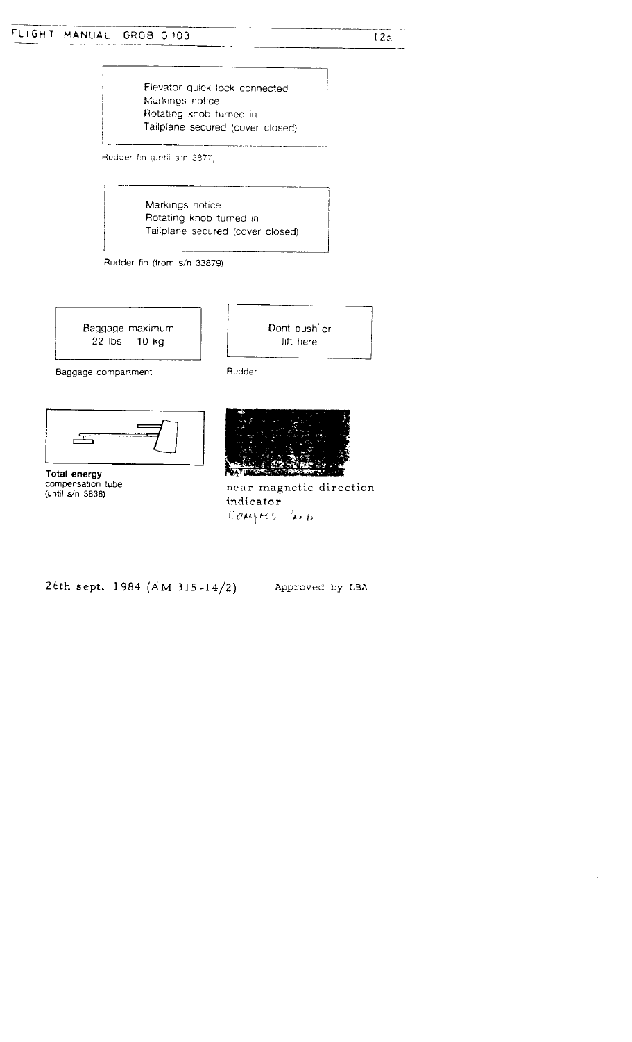Elevator quick lock connected
Markings notice
Rotating knob turned in
Tailplane secured (cover closed)

Rudder fin (until s/n 3877)

Markings notice
Rotating knob turned in
Tailplane secured (cover closed)

Rudder fin (from s/n 33879)

Baggage maximum
22 lbs 10 kg

Baggage compartment

Dont push or
lift here

Rudder

**Total energy**
compensation tube
(until s/n 3838)

near magnetic direction
indicator
COMPASS 'ard

26th sept. 1984 (ÄM 315-14/2) Approved by LBA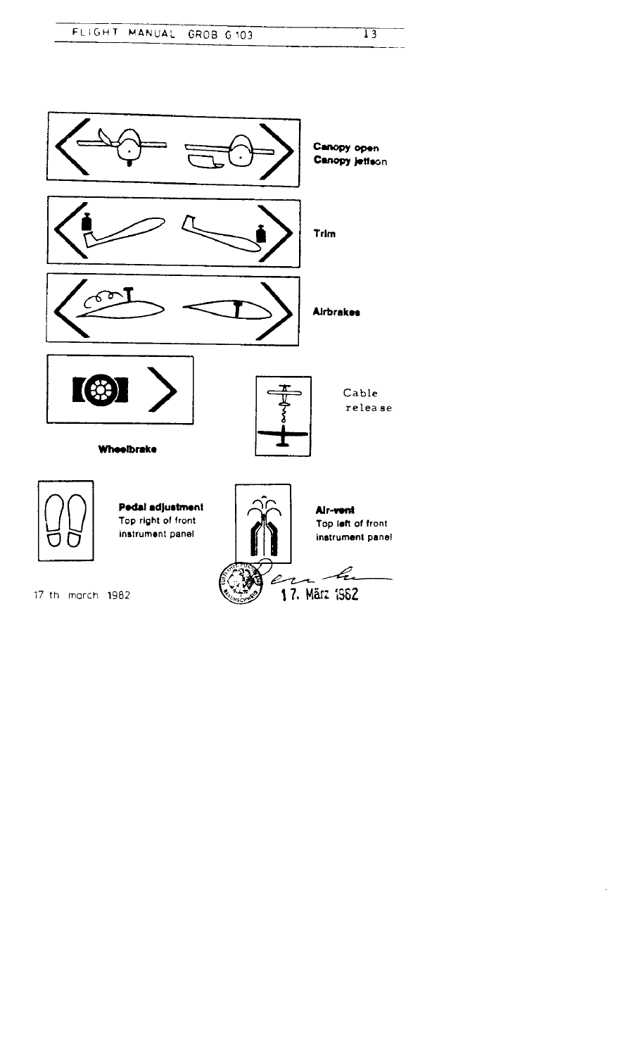Canopy open
Canopy jettison

Trim

Airbrakes

Wheelbrake

Cable release

**Pedal adjustment**
Top right of front instrument panel

**Air-vent**
Top left of front instrument panel

17 th march 1982

17. März 1982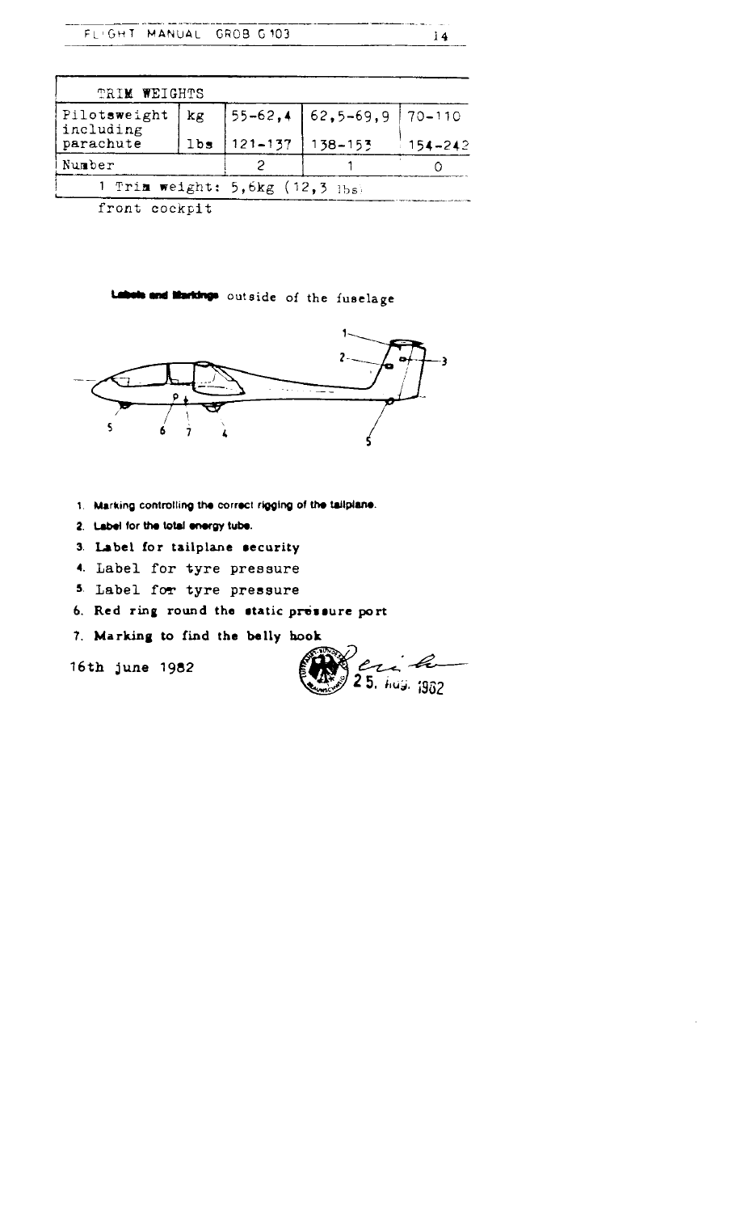| TRIM WEIGHTS | | | | |
|---|---|---|---|---|
| Pilotsweight including parachute | kg | 55–62,4 | 62,5–69,9 | 70–110 |
| | lbs | 121–137 | 138–153 | 154–242 |
| Number | | 2 | 1 | 0 |
| 1 Trim weight: 5,6kg (12,3 lbs) | | | | |

front cockpit

**Labels and Markings** outside of the fuselage

1. **Marking controlling the correct rigging of the tailplane.**
2. **Label for the total energy tube.**
3. **Label for tailplane security**
4. Label for tyre pressure
5. Label for tyre pressure
6. **Red ring round the static pressure port**
7. **Marking to find the belly hook**

16th june 1982

25. Aug. 1982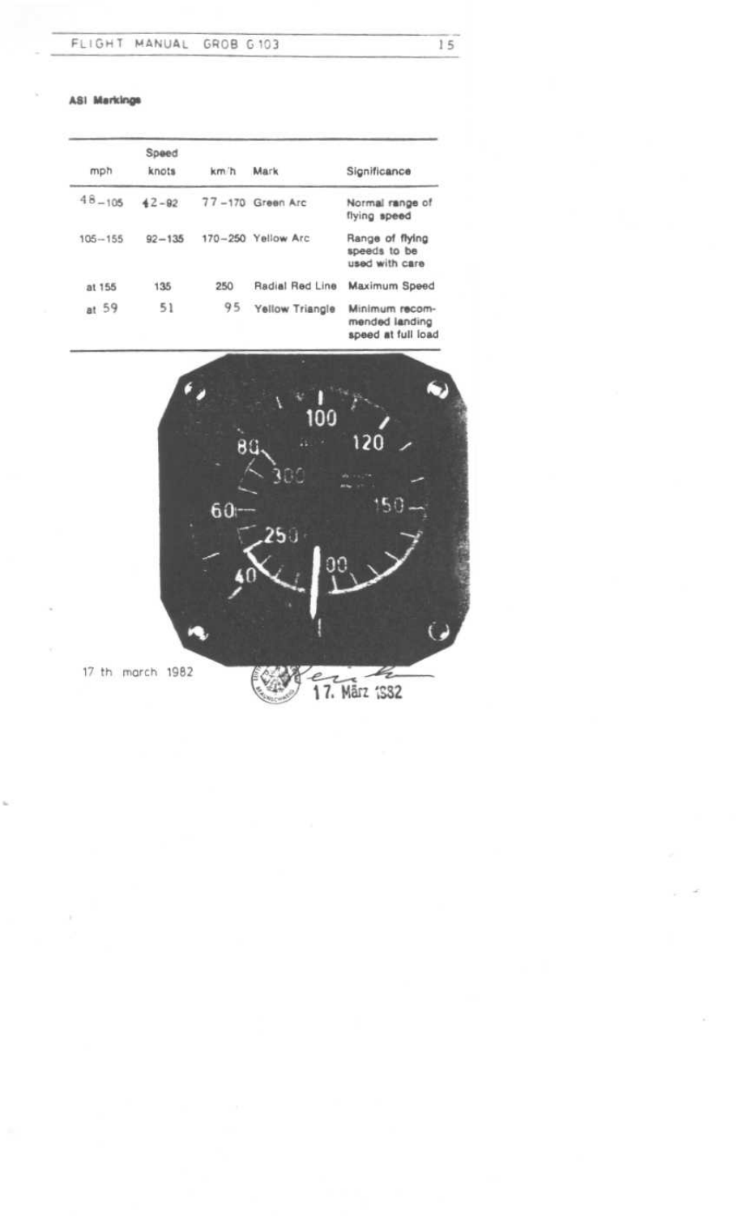**ASI Markings**

| mph | Speed knots | km/h | Mark | Significance |
|---|---|---|---|---|
| 48–105 | 42–92 | 77–170 | Green Arc | Normal range of flying speed |
| 105–155 | 92–135 | 170–250 | Yellow Arc | Range of flying speeds to be used with care |
| at 155 | 135 | 250 | Radial Red Line | Maximum Speed |
| at 59 | 51 | 95 | Yellow Triangle | Minimum recommended landing speed at full load |

17 th march 1982

17. März 1982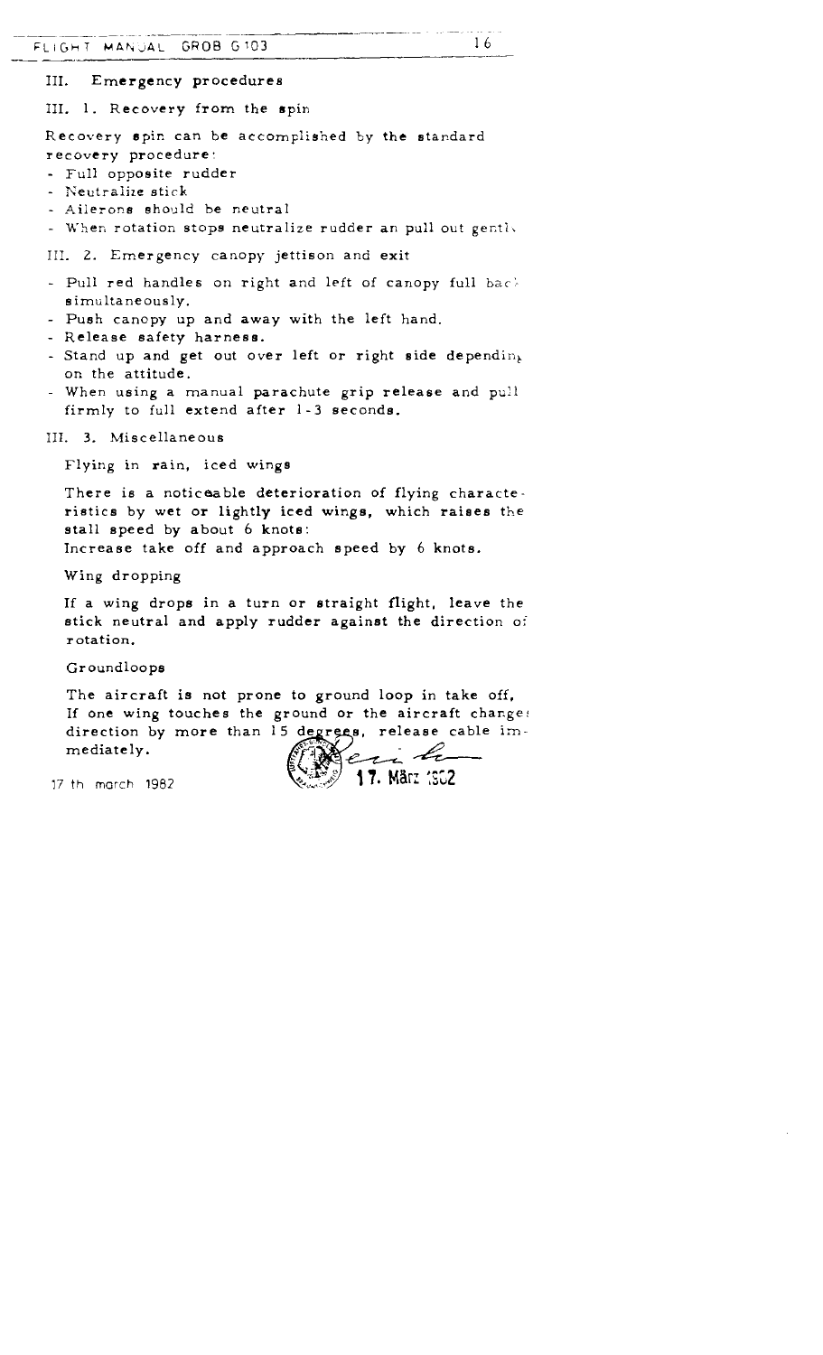# III. Emergency procedures

## III. 1. Recovery from the spin

Recovery spin can be accomplished by the standard recovery procedure:

- Full opposite rudder
- Neutralize stick
- Ailerons should be neutral
- When rotation stops neutralize rudder an pull out gently

## III. 2. Emergency canopy jettison and exit

- Pull red handles on right and left of canopy full back simultaneously.
- Push canopy up and away with the left hand.
- Release safety harness.
- Stand up and get out over left or right side depending on the attitude.
- When using a manual parachute grip release and pull firmly to full extend after 1-3 seconds.

## III. 3. Miscellaneous

### Flying in rain, iced wings

There is a noticeable deterioration of flying characteristics by wet or lightly iced wings, which raises the stall speed by about 6 knots:
Increase take off and approach speed by 6 knots.

### Wing dropping

If a wing drops in a turn or straight flight, leave the stick neutral and apply rudder against the direction of rotation.

### Groundloops

The aircraft is not prone to ground loop in take off, If one wing touches the ground or the aircraft changes direction by more than 15 degrees, release cable immediately.

17 th march 1982

17. März 1982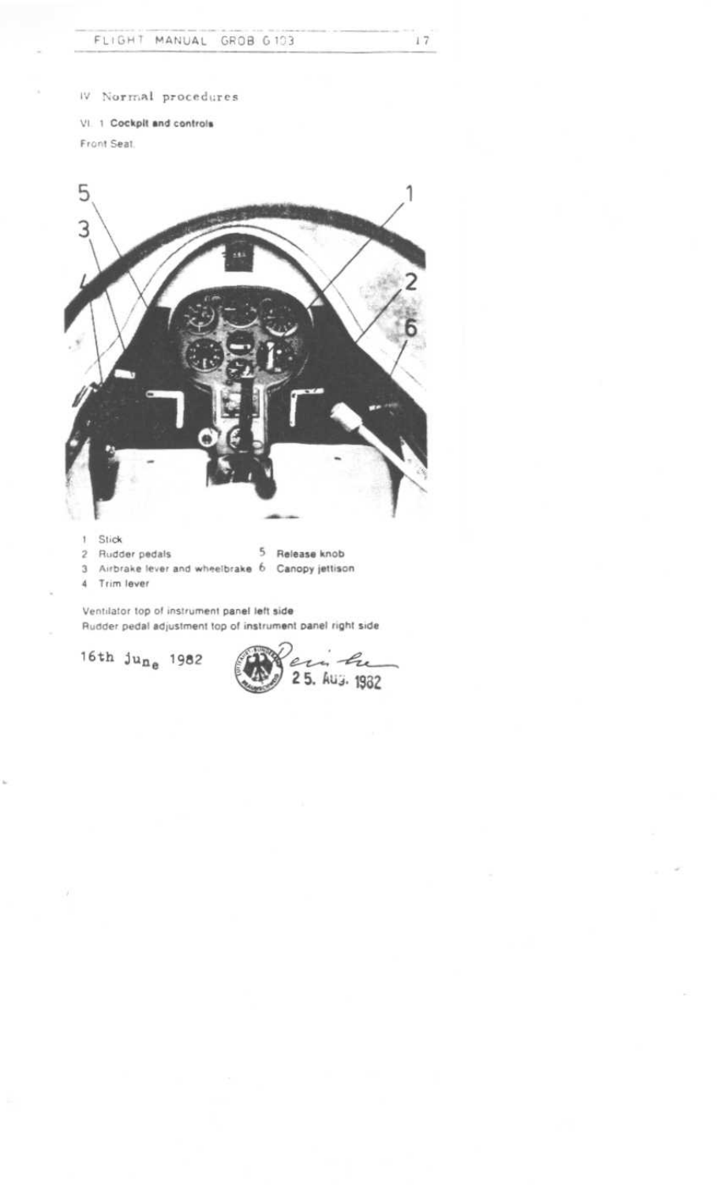IV Normal procedures

VI. 1 **Cockpit and controls**

Front Seat

1 Stick
2 Rudder pedals
3 Airbrake lever and wheelbrake
4 Trim lever
5 Release knob
6 Canopy jettison

Ventilator top of instrument panel left side
Rudder pedal adjustment top of instrument panel right side

16th June 1982

25. Aug. 1982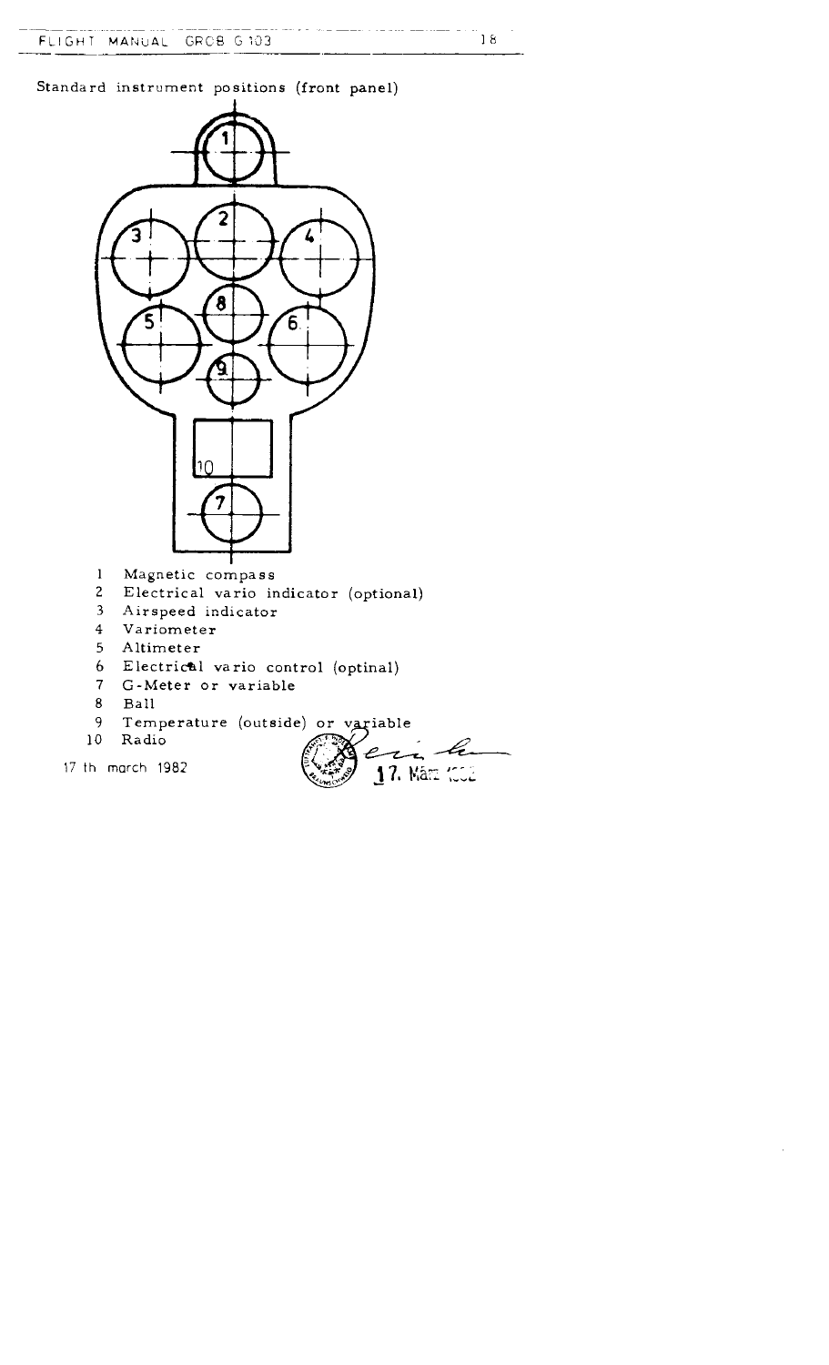Standard instrument positions (front panel)

1. Magnetic compass
2. Electrical vario indicator (optional)
3. Airspeed indicator
4. Variometer
5. Altimeter
6. Electrical vario control (optinal)
7. G-Meter or variable
8. Ball
9. Temperature (outside) or variable
10. Radio

17 th march 1982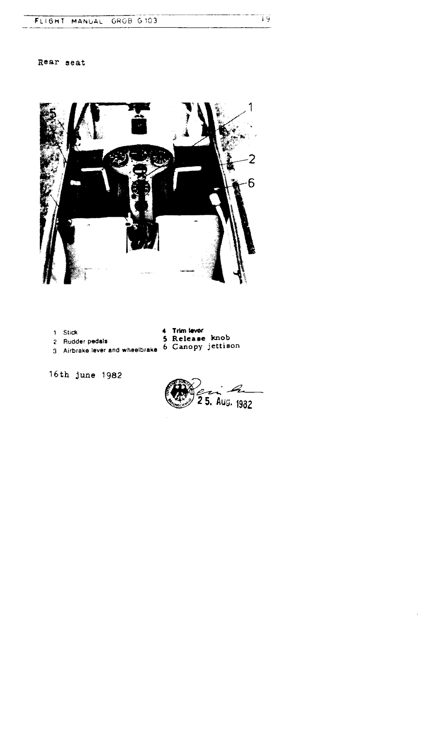Rear seat

1 Stick
2 Rudder pedals
3 Airbrake lever and wheelbrake
4 Trim lever
5 Release knob
6 Canopy jettison

16th june 1982

25. Aug. 1982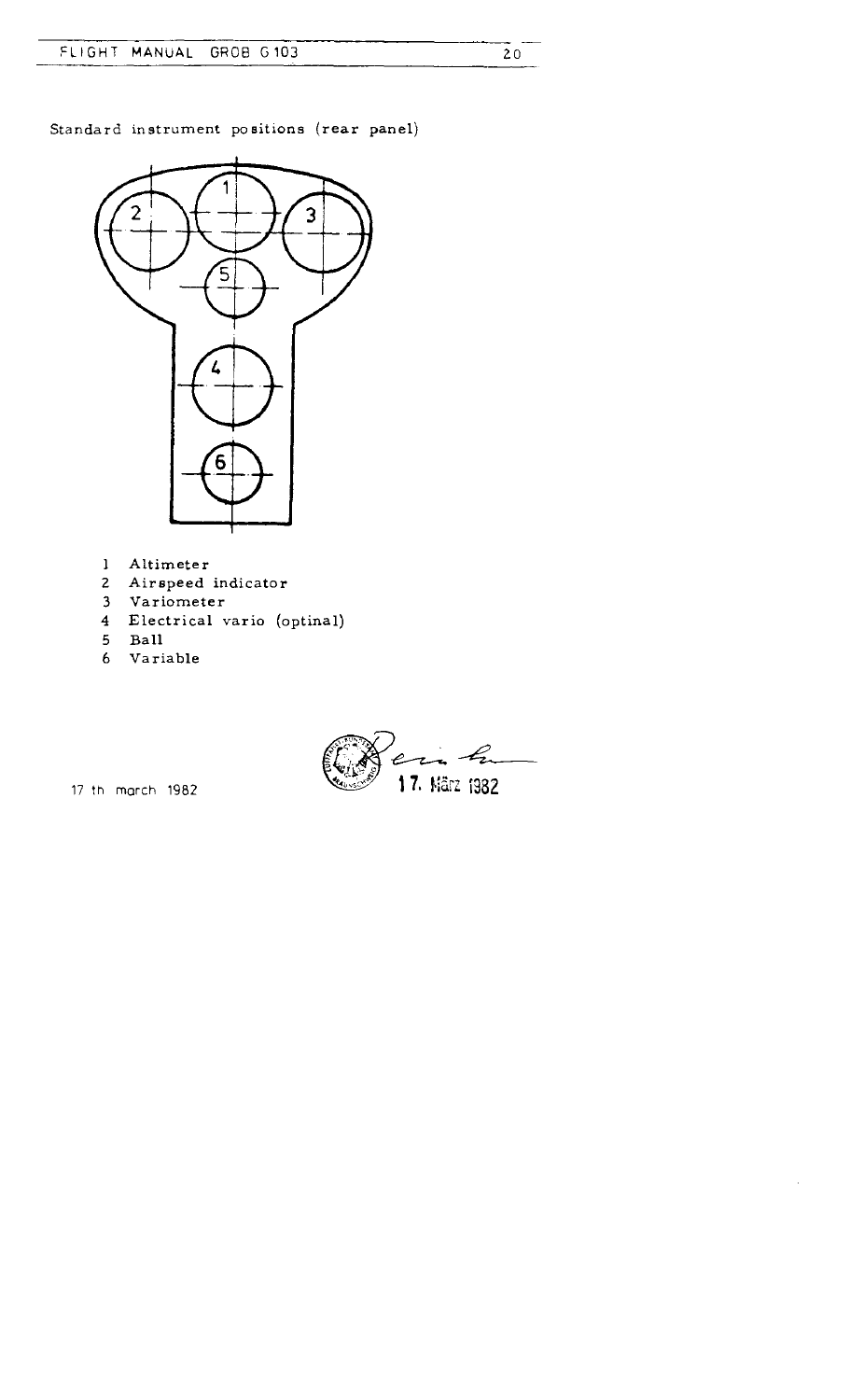Standard instrument positions (rear panel)

1 Altimeter
2 Airspeed indicator
3 Variometer
4 Electrical vario (optinal)
5 Ball
6 Variable

17 th march 1982

17. März 1982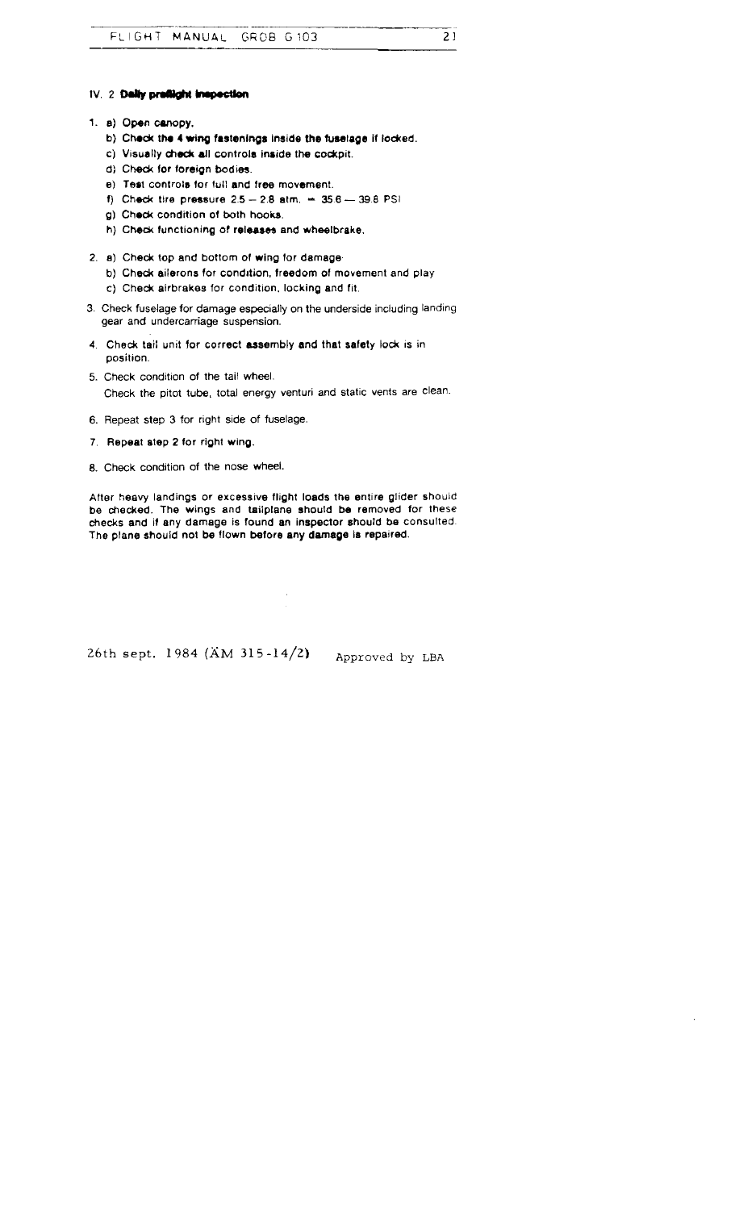## IV. 2 Daily preflight inspection

1. a) Open canopy.
   b) Check the 4 wing fastenings inside the fuselage if locked.
   c) Visually check all controls inside the cockpit.
   d) Check for foreign bodies.
   e) Test controls for full and free movement.
   f) Check tire pressure 2.5 – 2.8 atm. ≙ 35.6 — 39.8 PSI
   g) Check condition of both hooks.
   h) Check functioning of releases and wheelbrake.

2. a) Check top and bottom of wing for damage.
   b) Check ailerons for condition, freedom of movement and play
   c) Check airbrakes for condition, locking and fit.

3. Check fuselage for damage especially on the underside including landing gear and undercarriage suspension.

4. Check tail unit for correct assembly and that safety lock is in position.

5. Check condition of the tail wheel.
   Check the pitot tube, total energy venturi and static vents are clean.

6. Repeat step 3 for right side of fuselage.

7. Repeat step 2 for right wing.

8. Check condition of the nose wheel.

After heavy landings or excessive flight loads the entire glider should be checked. The wings and tailplane should be removed for these checks and if any damage is found an inspector should be consulted. The plane should not be flown before any damage is repaired.

26th sept. 1984 (ÄM 315-14/2) Approved by LBA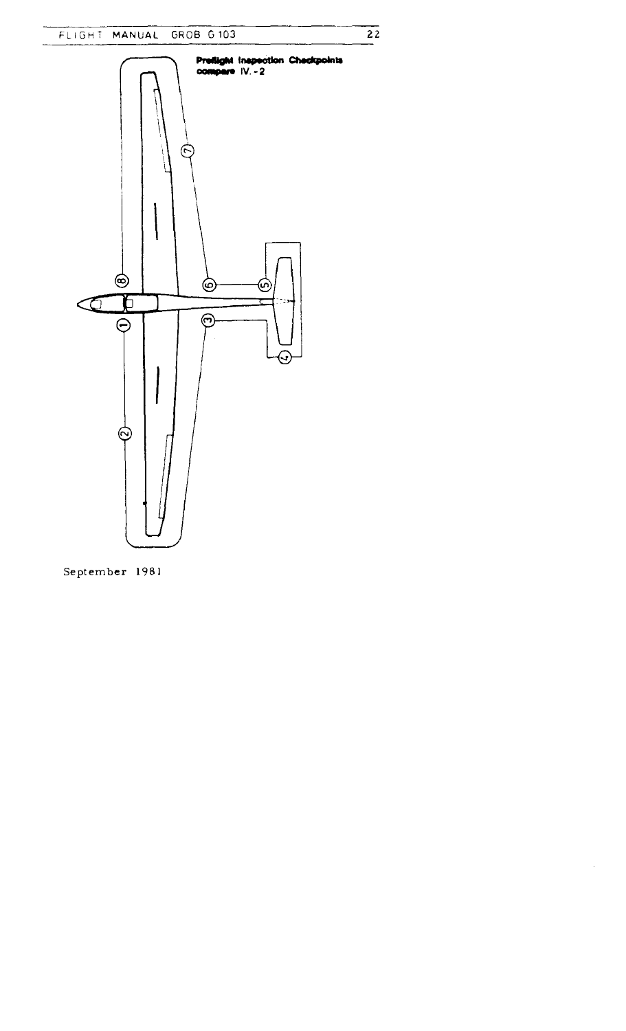**Preflight Inspection Checkpoints compare IV. - 2**

September 1981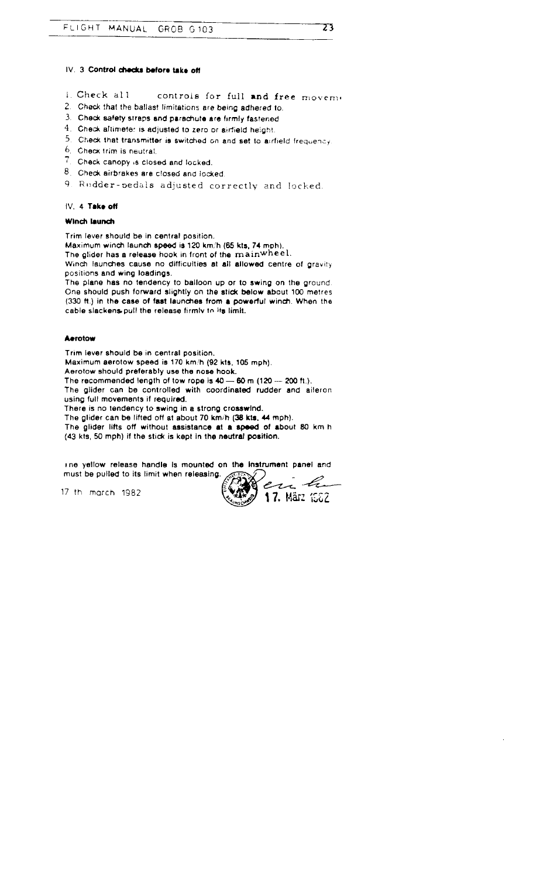### IV. 3 Control checks before take off

1. Check all controls for full and free movem
2. Check that the ballast limitations are being adhered to.
3. Check safety straps and parachute are firmly fastened
4. Check altimeter is adjusted to zero or airfield height.
5. Check that transmitter is switched on and set to airfield frequency.
6. Check trim is neutral.
7. Check canopy is closed and locked.
8. Check airbrakes are closed and locked.
9. Rudder-pedals adjusted correctly and locked.

### IV. 4 Take off

#### Winch launch

Trim lever should be in central position.
Maximum winch launch speed is 120 km/h (65 kts, 74 mph).
The glider has a release hook in front of the mainwheel.
Winch launches cause no difficulties at all allowed centre of gravity positions and wing loadings.
The plane has no tendency to balloon up or to swing on the ground. One should push forward slightly on the stick below about 100 metres (330 ft.) in the case of fast launches from a powerful winch. When the cable slackens pull the release firmly to its limit.

#### Aerotow

Trim lever should be in central position.
Maximum aerotow speed is 170 km/h (92 kts, 105 mph).
Aerotow should preferably use the nose hook.
The recommended length of tow rope is 40 — 60 m (120 — 200 ft.).
The glider can be controlled with coordinated rudder and aileron using full movements if required.
There is no tendency to swing in a strong crosswind.
The glider can be lifted off at about 70 km/h (38 kts, 44 mph).
The glider lifts off without assistance at a speed of about 80 km h (43 kts, 50 mph) if the stick is kept in the neutral position.

The yellow release handle is mounted on the Instrument panel and must be pulled to its limit when releasing.

17 th march 1982

17. März 1982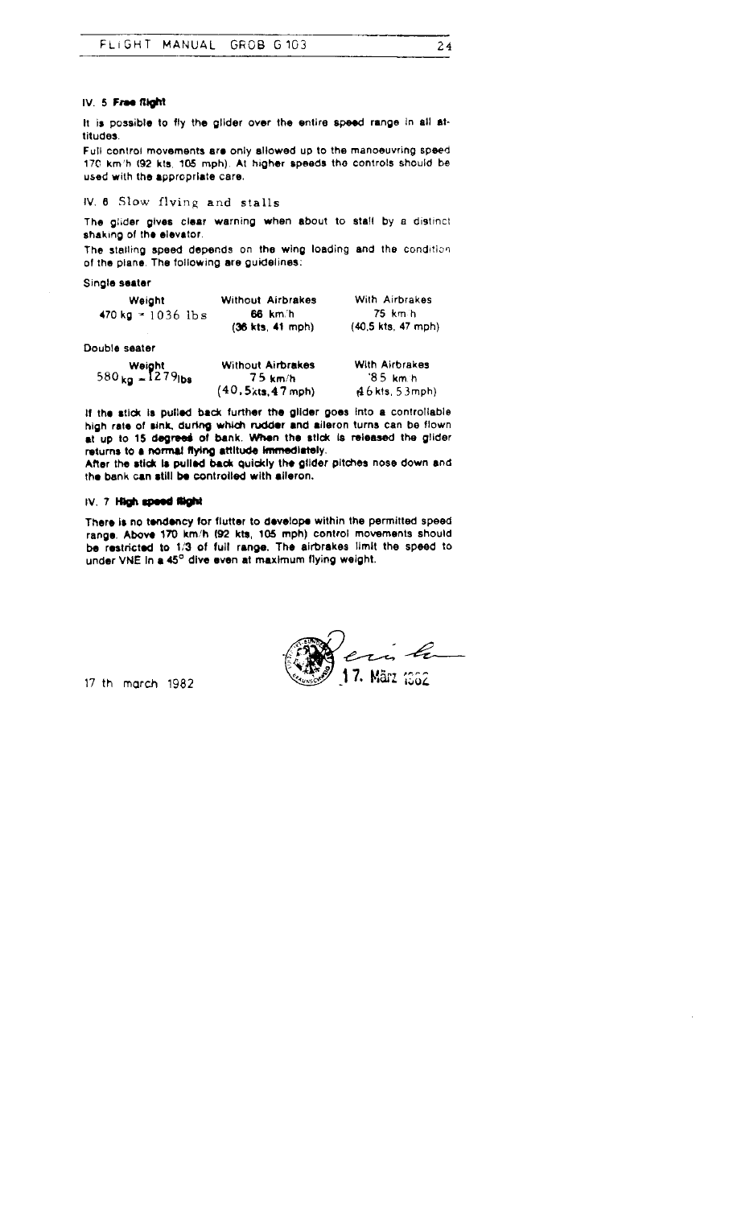## IV. 5 Free flight

It is possible to fly the glider over the entire speed range in all attitudes.

Full control movements are only allowed up to the manoeuvring speed 170 km/h (92 kts, 105 mph). At higher speeds the controls should be used with the appropriate care.

## IV. 6 Slow flying and stalls

The glider gives clear warning when about to stall by a distinct shaking of the elevator.

The stalling speed depends on the wing loading and the condition of the plane. The following are guidelines:

Single seater

| Weight | Without Airbrakes | With Airbrakes |
|---|---|---|
| 470 kg = 1036 lbs | 66 km/h (36 kts, 41 mph) | 75 km/h (40.5 kts, 47 mph) |

Double seater

| Weight | Without Airbrakes | With Airbrakes |
|---|---|---|
| 580 kg = 1279 lbs | 75 km/h (40.5 kts, 47 mph) | 85 km/h (46 kts, 53 mph) |

**If the stick is pulled back further the glider goes into a controllable high rate of sink, during which rudder and aileron turns can be flown at up to 15 degrees of bank. When the stick is released the glider returns to a normal flying attitude immediately.**

**After the stick is pulled back quickly the glider pitches nose down and the bank can still be controlled with aileron.**

## IV. 7 High speed flight

**There is no tendency for flutter to develope within the permitted speed range. Above 170 km/h (92 kts, 105 mph) control movements should be restricted to 1/3 of full range. The airbrakes limit the speed to under VNE in a 45° dive even at maximum flying weight.**

17 th march 1982

17. März 1982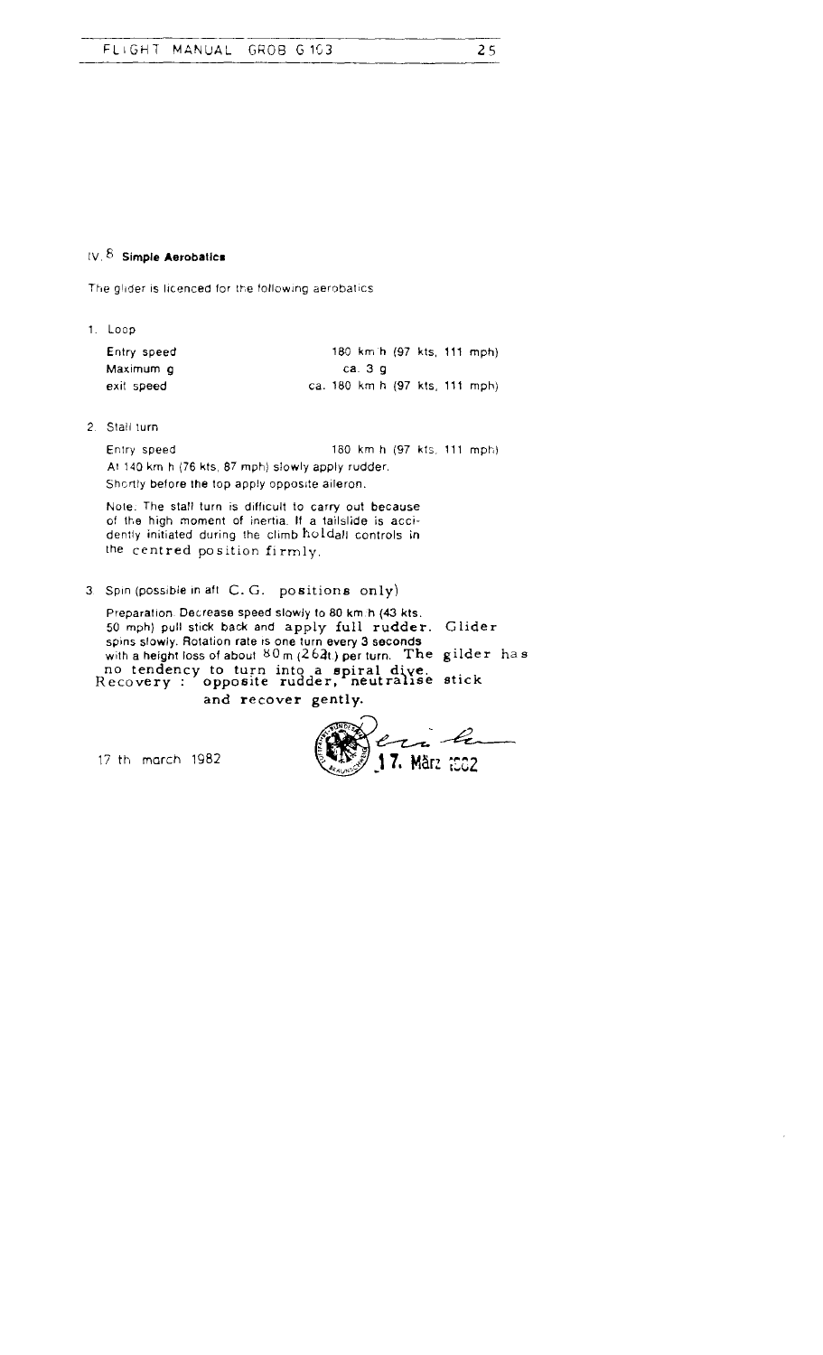## IV. 8 Simple Aerobatics

The glider is licenced for the following aerobatics

1. Loop

| | |
|---|---|
| Entry speed | 180 km h (97 kts, 111 mph) |
| Maximum g | ca. 3 g |
| exit speed | ca. 180 km h (97 kts, 111 mph) |

2. Stall turn

   Entry speed 180 km h (97 kts, 111 mph)

   At 140 km h (76 kts, 87 mph) slowly apply rudder.

   Shortly before the top apply opposite aileron.

   Note: The stall turn is difficult to carry out because of the high moment of inertia. If a tailslide is accidently initiated during the climb holdall controls in the centred position firmly.

3. Spin (possible in aft C. G. positions only)

   Preparation. Decrease speed slowly to 80 km h (43 kts. 50 mph) pull stick back and apply full rudder. Glider spins slowly. Rotation rate is one turn every 3 seconds with a height loss of about 80 m (262ft.) per turn. The gilder has no tendency to turn into a spiral dive.

   Recovery : opposite rudder, neutralise stick and recover gently.

17 th march 1982

17. März 1982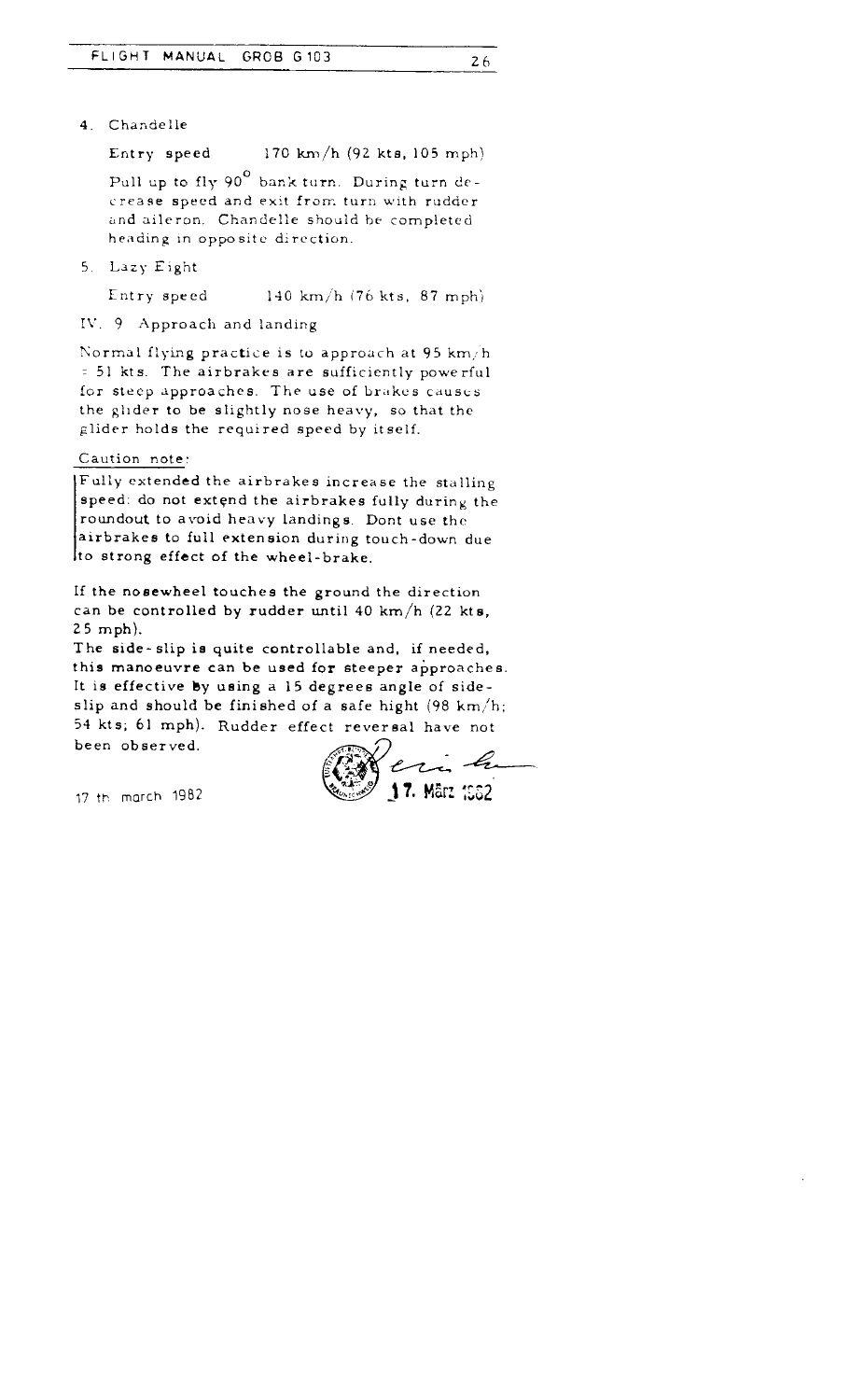4. Chandelle

Entry speed 170 km/h (92 kts, 105 mph)

Pull up to fly 90° bank turn. During turn decrease speed and exit from turn with rudder and aileron. Chandelle should be completed heading in opposite direction.

5. Lazy Eight

Entry speed 140 km/h (76 kts, 87 mph)

## IV. 9 Approach and landing

Normal flying practice is to approach at 95 km/h = 51 kts. The airbrakes are sufficiently powerful for steep approaches. The use of brakes causes the glider to be slightly nose heavy, so that the glider holds the required speed by itself.

Caution note:

**Fully extended the airbrakes increase the stalling speed: do not extend the airbrakes fully during the roundout to avoid heavy landings. Dont use the airbrakes to full extension during touch-down due to strong effect of the wheel-brake.**

**If the nosewheel touches the ground the direction can be controlled by rudder until 40 km/h (22 kts, 25 mph).**
**The side-slip is quite controllable and, if needed, this manoeuvre can be used for steeper approaches. It is effective by using a 15 degrees angle of side-slip and should be finished of a safe hight (98 km/h; 54 kts; 61 mph). Rudder effect reversal have not been observed.**

17 th march 1982

17. März 1982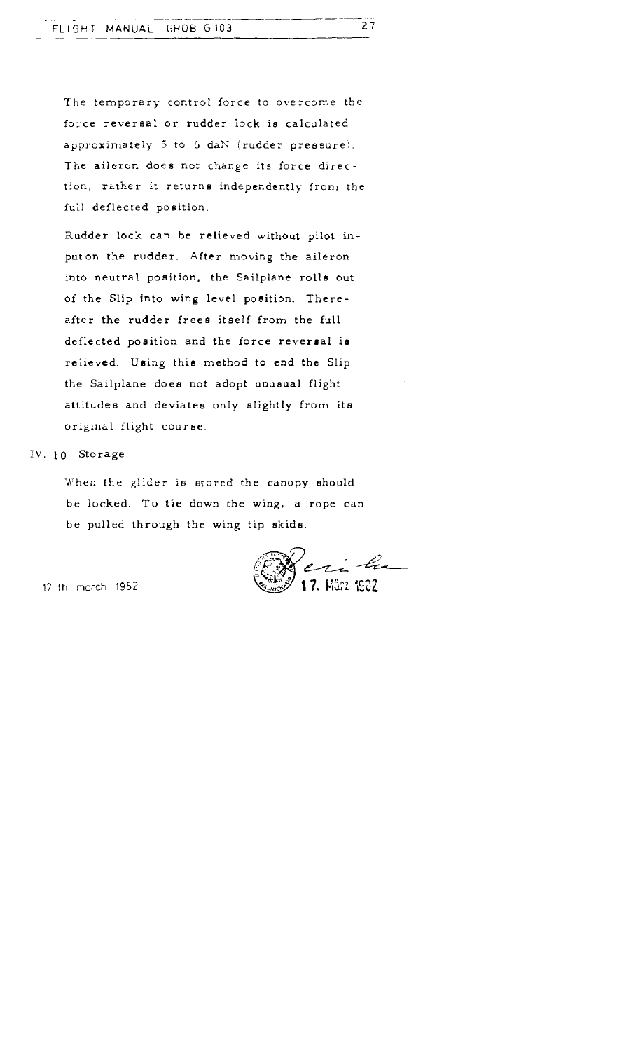The temporary control force to overcome the force reversal or rudder lock is calculated approximately 5 to 6 daN (rudder pressure). The aileron does not change its force direction, rather it returns independently from the full deflected position.

Rudder lock can be relieved without pilot input on the rudder. After moving the aileron into neutral position, the Sailplane rolls out of the Slip into wing level position. Thereafter the rudder frees itself from the full deflected position and the force reversal is relieved. Using this method to end the Slip the Sailplane does not adopt unusual flight attitudes and deviates only slightly from its original flight course.

## IV. 10 Storage

When the glider is stored the canopy should be locked. To tie down the wing, a rope can be pulled through the wing tip skids.

17 th march 1982

17. März 1982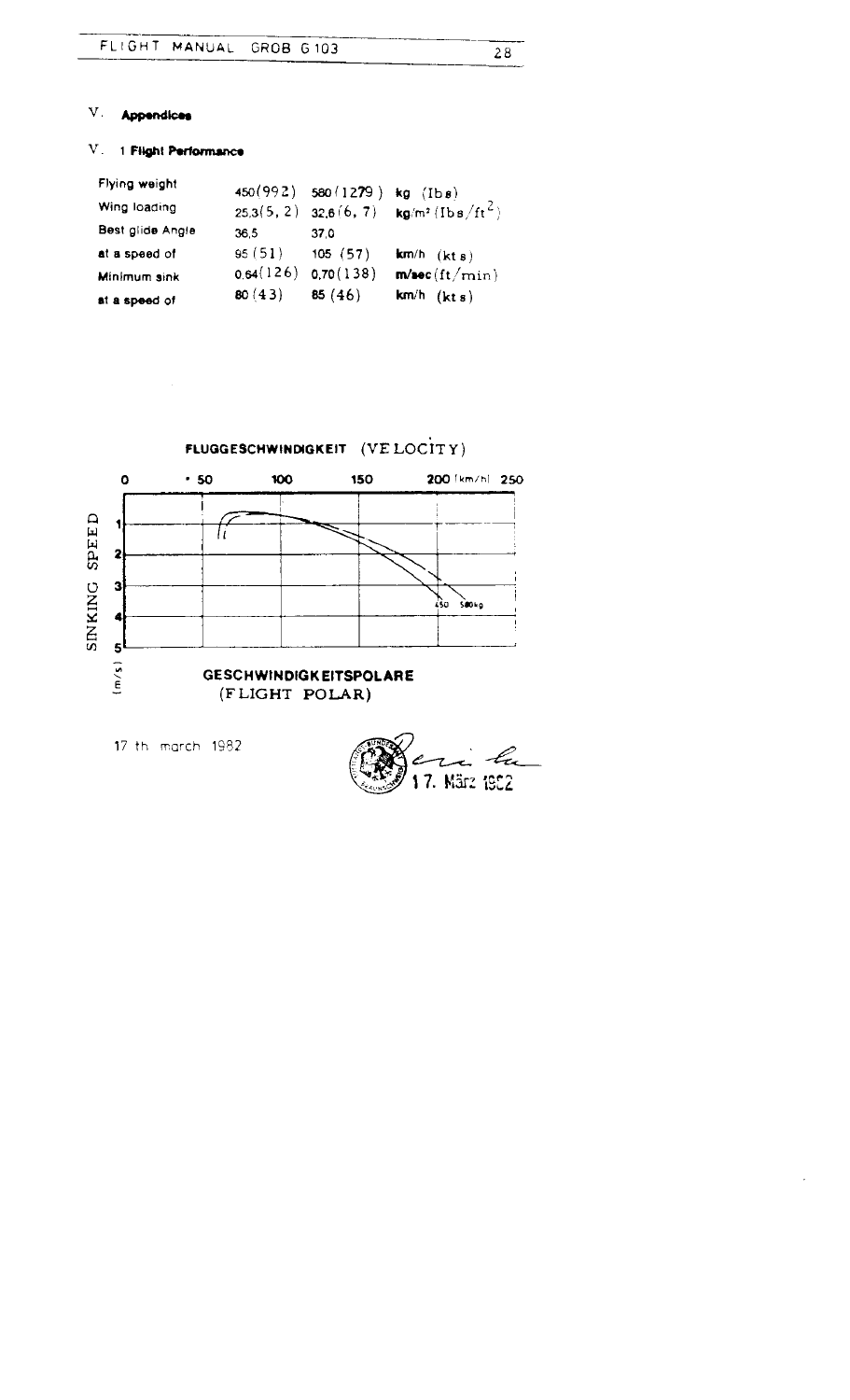## V. Appendices

### V. 1 Flight Performance

| | | | |
|---|---|---|---|
| Flying weight | 450(992) | 580(1279) | kg (Ibs) |
| Wing loading | 25,3(5, 2) | 32,6(6, 7) | kg/m² (Ibs/ft²) |
| Best glide Angle | 36,5 | 37,0 | |
| at a speed of | 95 (51) | 105 (57) | km/h (kts) |
| Minimum sink | 0,64(126) | 0,70(138) | m/sec (ft/min) |
| at a speed of | 80 (43) | 85 (46) | km/h (kts) |

FLUGGESCHWINDIGKEIT (VELOCITY)

0 · 50 100 150 200 [km/h] 250

SINKING SPEED [m/s]

1 2 3 4 5

450 580kg

GESCHWINDIGKEITSPOLARE (FLIGHT POLAR)

17 th march 1982

17. März 1982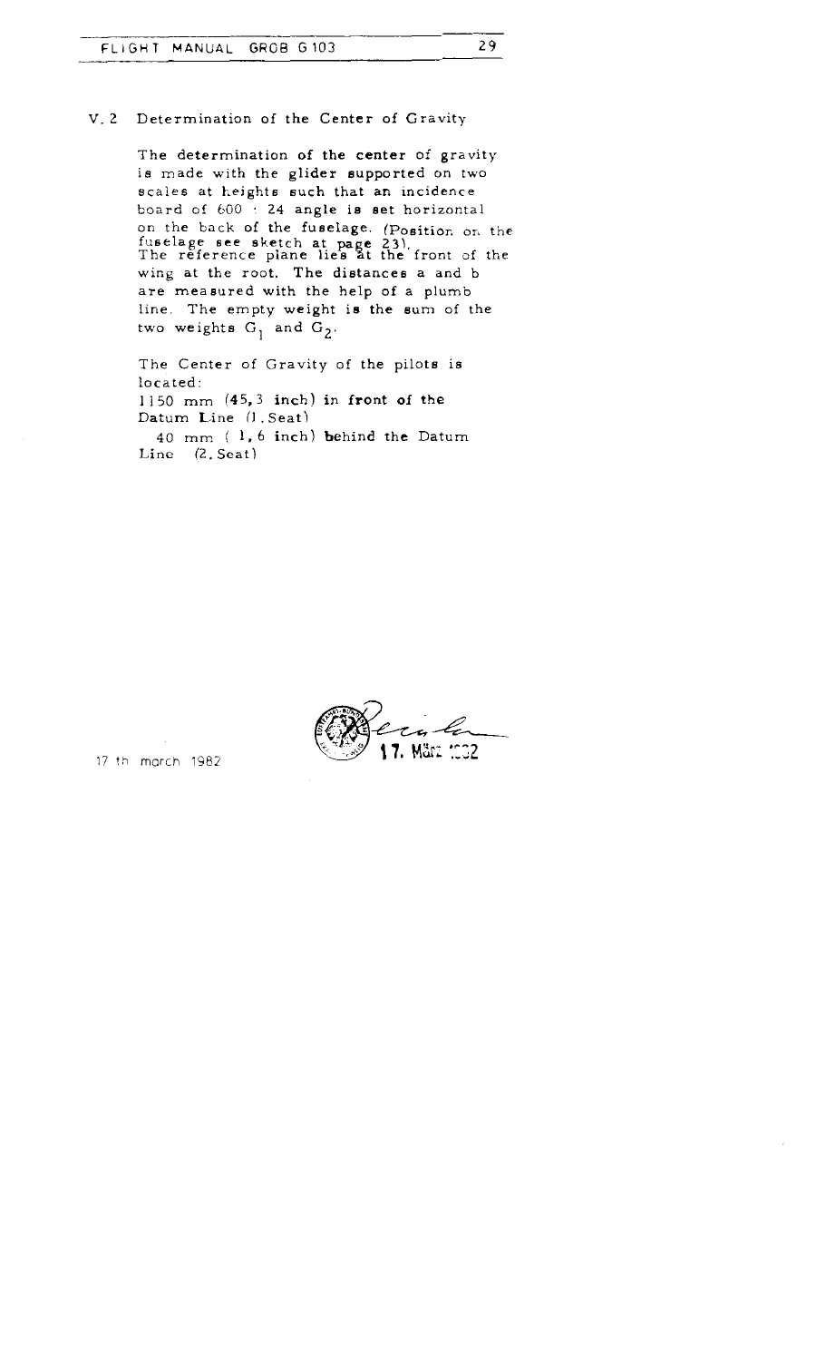## V. 2 Determination of the Center of Gravity

The determination of the center of gravity is made with the glider supported on two scales at heights such that an incidence board of 600 : 24 angle is set horizontal on the back of the fuselage. (Position on the fuselage see sketch at page 23). The reference plane lies at the front of the wing at the root. The distances a and b are measured with the help of a plumb line. The empty weight is the sum of the two weights $G_1$ and $G_2$.

The Center of Gravity of the pilots is located:
1150 mm (45,3 inch) in front of the Datum Line (1. Seat)
40 mm ( 1,6 inch) behind the Datum Line (2. Seat)

17 th march 1982

17. März 1982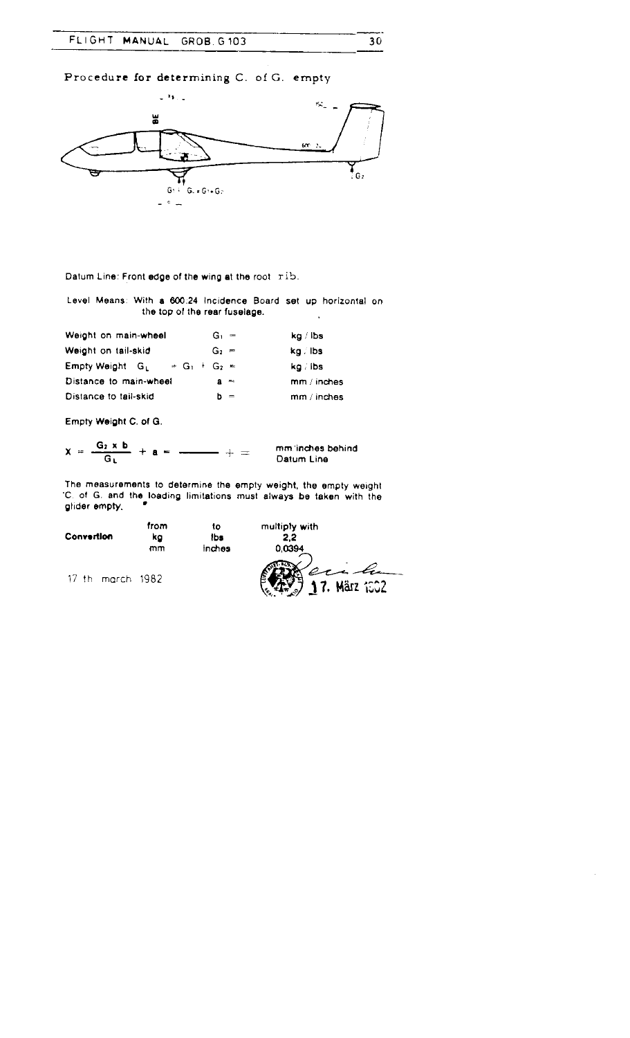## Procedure for determining C. of G. empty

Datum Line: Front edge of the wing at the root rib.

Level Means: With a 600:24 Incidence Board set up horizontal on the top of the rear fuselage.

| | | |
|---|---|---|
| Weight on main-wheel | $G_1$ = | kg / lbs |
| Weight on tail-skid | $G_2$ = | kg / lbs |
| Empty Weight $G_L$ | = $G_1$ + $G_2$ = | kg / lbs |
| Distance to main-wheel | a = | mm / inches |
| Distance to tail-skid | b = | mm / inches |

**Empty Weight C. of G.**

$$X = \frac{G_2 \times b}{G_L} + a = \frac{\quad}{\quad} + = \text{ mm/inches behind Datum Line}$$

The measurements to determine the empty weight, the empty weight C. of G. and the loading limitations must always be taken with the glider empty.

| **Convertion** | from | to | multiply with |
|---|---|---|---|
| | kg | lbs | 2,2 |
| | mm | inches | 0,0394 |

17 th march 1982

17. März 1982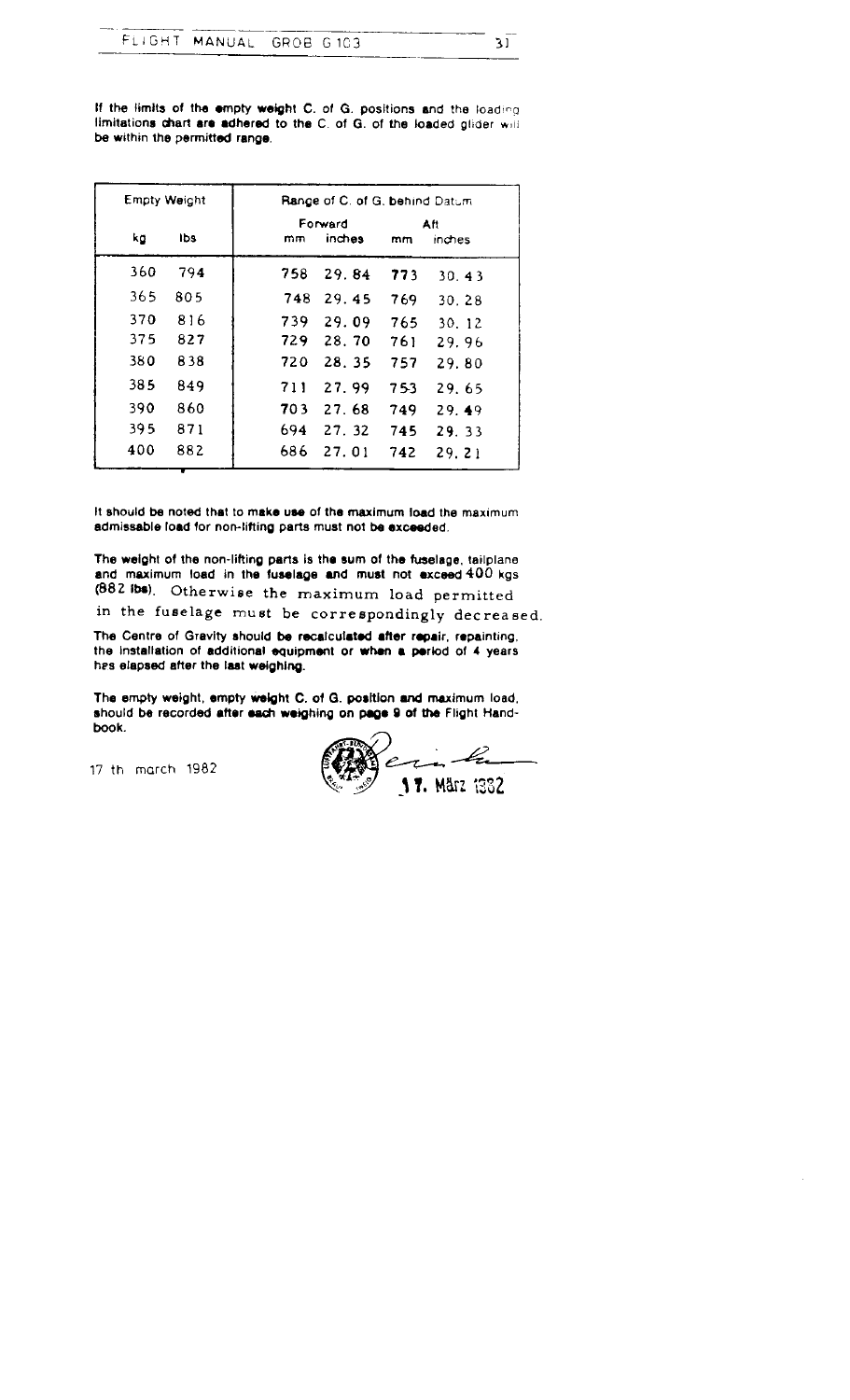If the limits of the empty weight C. of G. positions and the loading limitations chart are adhered to the C. of G. of the loaded glider will be within the permitted range.

| Empty Weight | | Range of C. of G. behind Datum | | | |
|---|---|---|---|---|---|
| | | Forward | | Aft | |
| kg | lbs | mm | inches | mm | inches |
| 360 | 794 | 758 | 29.84 | 773 | 30.43 |
| 365 | 805 | 748 | 29.45 | 769 | 30.28 |
| 370 | 816 | 739 | 29.09 | 765 | 30.12 |
| 375 | 827 | 729 | 28.70 | 761 | 29.96 |
| 380 | 838 | 720 | 28.35 | 757 | 29.80 |
| 385 | 849 | 711 | 27.99 | 753 | 29.65 |
| 390 | 860 | 703 | 27.68 | 749 | 29.49 |
| 395 | 871 | 694 | 27.32 | 745 | 29.33 |
| 400 | 882 | 686 | 27.01 | 742 | 29.21 |

It should be noted that to make use of the maximum load the maximum admissable load for non-lifting parts must not be exceeded.

The weight of the non-lifting parts is the sum of the fuselage, tailplane and maximum load in the fuselage and must not exceed 400 kgs (882 lbs). Otherwise the maximum load permitted in the fuselage must be correspondingly decreased.

The Centre of Gravity should be recalculated after repair, repainting, the installation of additional equipment or when a period of 4 years has elapsed after the last weighing.

The empty weight, empty weight C. of G. position and maximum load, should be recorded after each weighing on page 9 of the Flight Handbook.

17 th march 1982

17. März 1982